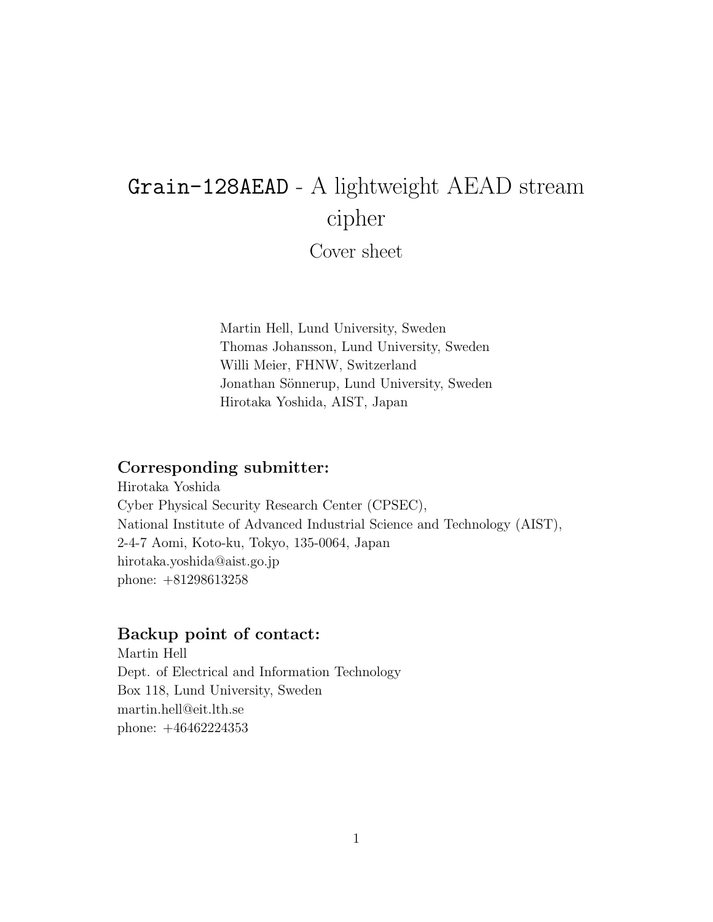# `Grain-128AEAD` - A lightweight AEAD stream cipher

## Cover sheet

Martin Hell, Lund University, Sweden
Thomas Johansson, Lund University, Sweden
Willi Meier, FHNW, Switzerland
Jonathan Sönnerup, Lund University, Sweden
Hirotaka Yoshida, AIST, Japan

### Corresponding submitter:

Hirotaka Yoshida
Cyber Physical Security Research Center (CPSEC),
National Institute of Advanced Industrial Science and Technology (AIST),
2-4-7 Aomi, Koto-ku, Tokyo, 135-0064, Japan
hirotaka.yoshida@aist.go.jp
phone: +81298613258

### Backup point of contact:

Martin Hell
Dept. of Electrical and Information Technology
Box 118, Lund University, Sweden
martin.hell@eit.lth.se
phone: +46462224353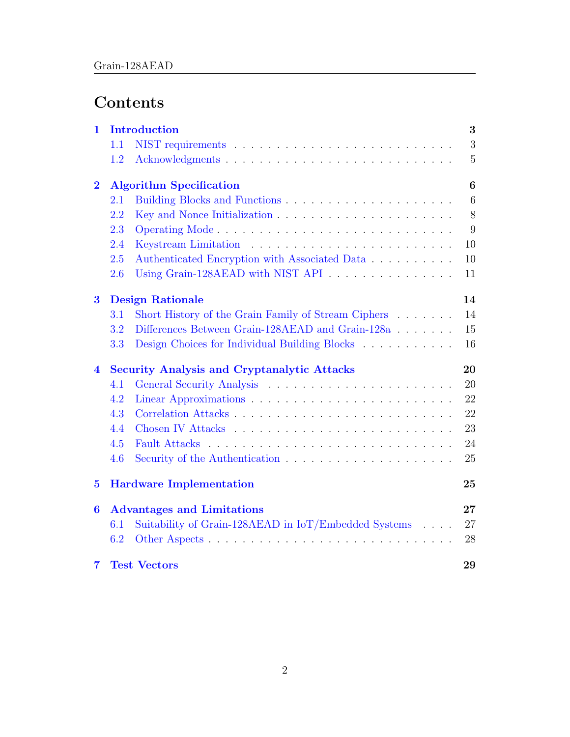# Contents

- **1 Introduction** — 3
  - 1.1 NIST requirements — 3
  - 1.2 Acknowledgments — 5
- **2 Algorithm Specification** — 6
  - 2.1 Building Blocks and Functions — 6
  - 2.2 Key and Nonce Initialization — 8
  - 2.3 Operating Mode — 9
  - 2.4 Keystream Limitation — 10
  - 2.5 Authenticated Encryption with Associated Data — 10
  - 2.6 Using Grain-128AEAD with NIST API — 11
- **3 Design Rationale** — 14
  - 3.1 Short History of the Grain Family of Stream Ciphers — 14
  - 3.2 Differences Between Grain-128AEAD and Grain-128a — 15
  - 3.3 Design Choices for Individual Building Blocks — 16
- **4 Security Analysis and Cryptanalytic Attacks** — 20
  - 4.1 General Security Analysis — 20
  - 4.2 Linear Approximations — 22
  - 4.3 Correlation Attacks — 22
  - 4.4 Chosen IV Attacks — 23
  - 4.5 Fault Attacks — 24
  - 4.6 Security of the Authentication — 25
- **5 Hardware Implementation** — 25
- **6 Advantages and Limitations** — 27
  - 6.1 Suitability of Grain-128AEAD in IoT/Embedded Systems — 27
  - 6.2 Other Aspects — 28
- **7 Test Vectors** — 29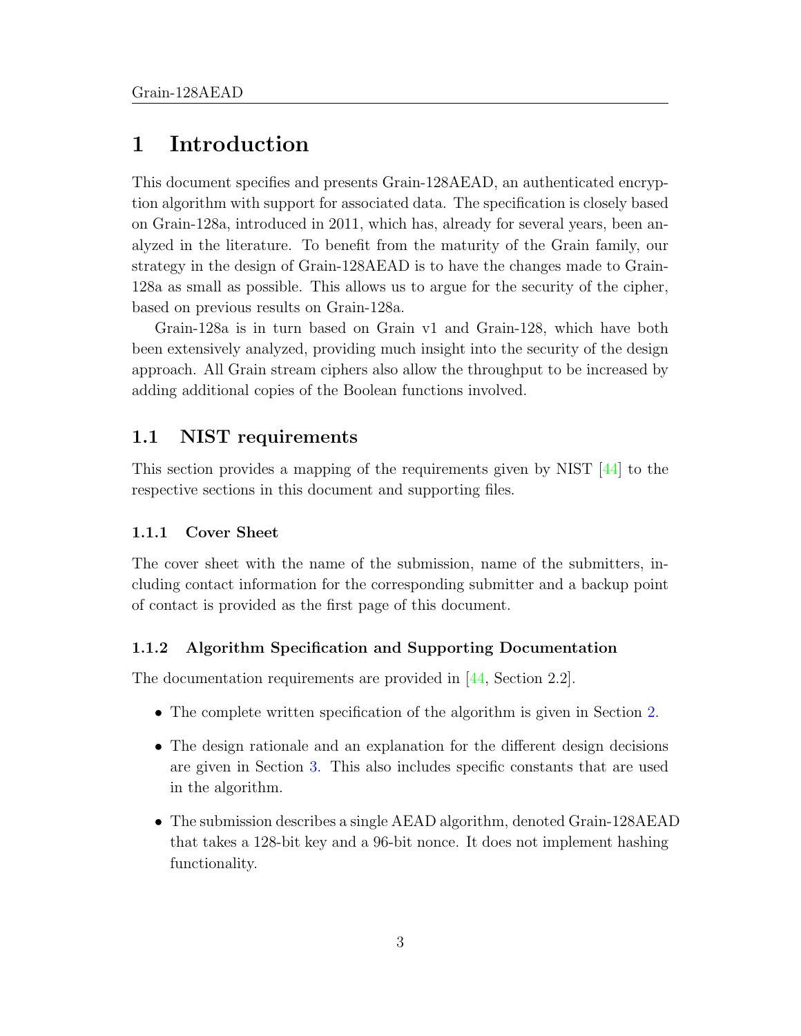# 1 Introduction

This document specifies and presents Grain-128AEAD, an authenticated encryption algorithm with support for associated data. The specification is closely based on Grain-128a, introduced in 2011, which has, already for several years, been analyzed in the literature. To benefit from the maturity of the Grain family, our strategy in the design of Grain-128AEAD is to have the changes made to Grain-128a as small as possible. This allows us to argue for the security of the cipher, based on previous results on Grain-128a.

Grain-128a is in turn based on Grain v1 and Grain-128, which have both been extensively analyzed, providing much insight into the security of the design approach. All Grain stream ciphers also allow the throughput to be increased by adding additional copies of the Boolean functions involved.

## 1.1 NIST requirements

This section provides a mapping of the requirements given by NIST [44] to the respective sections in this document and supporting files.

### 1.1.1 Cover Sheet

The cover sheet with the name of the submission, name of the submitters, including contact information for the corresponding submitter and a backup point of contact is provided as the first page of this document.

### 1.1.2 Algorithm Specification and Supporting Documentation

The documentation requirements are provided in [44, Section 2.2].

- The complete written specification of the algorithm is given in Section 2.
- The design rationale and an explanation for the different design decisions are given in Section 3. This also includes specific constants that are used in the algorithm.
- The submission describes a single AEAD algorithm, denoted Grain-128AEAD that takes a 128-bit key and a 96-bit nonce. It does not implement hashing functionality.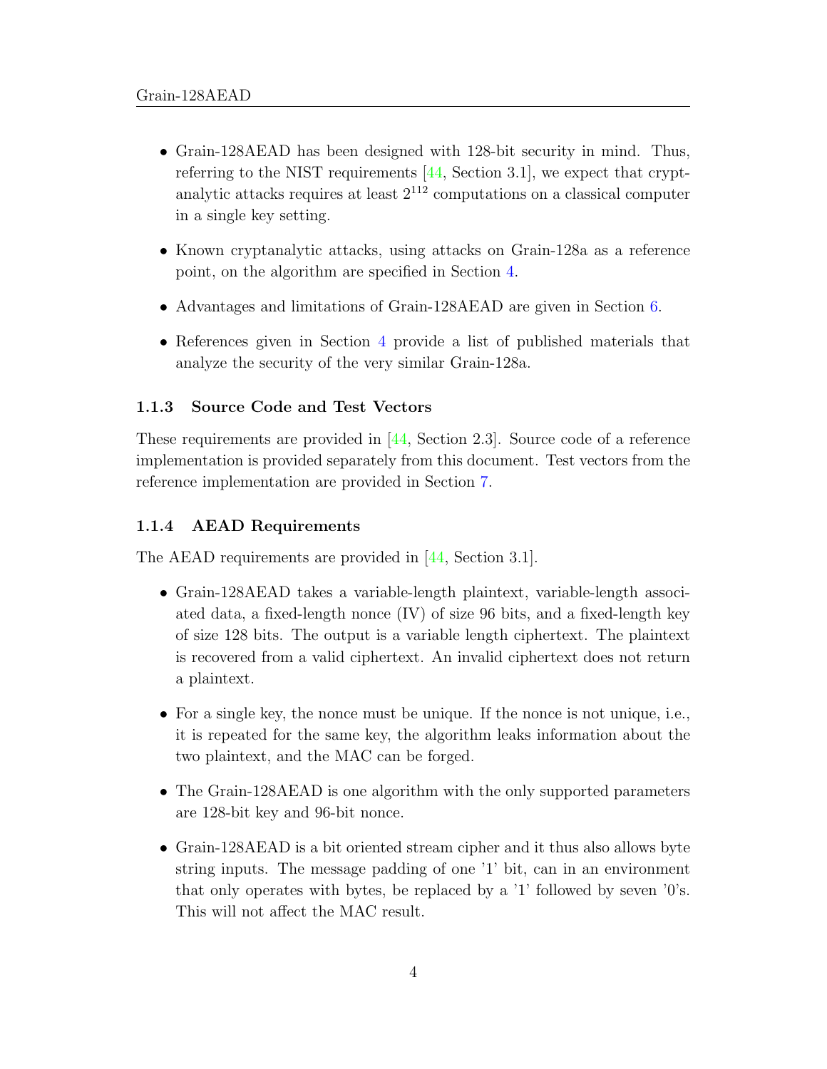- Grain-128AEAD has been designed with 128-bit security in mind. Thus, referring to the NIST requirements [44, Section 3.1], we expect that cryptanalytic attacks requires at least $2^{112}$ computations on a classical computer in a single key setting.

- Known cryptanalytic attacks, using attacks on Grain-128a as a reference point, on the algorithm are specified in Section 4.

- Advantages and limitations of Grain-128AEAD are given in Section 6.

- References given in Section 4 provide a list of published materials that analyze the security of the very similar Grain-128a.

### 1.1.3 Source Code and Test Vectors

These requirements are provided in [44, Section 2.3]. Source code of a reference implementation is provided separately from this document. Test vectors from the reference implementation are provided in Section 7.

### 1.1.4 AEAD Requirements

The AEAD requirements are provided in [44, Section 3.1].

- Grain-128AEAD takes a variable-length plaintext, variable-length associated data, a fixed-length nonce (IV) of size 96 bits, and a fixed-length key of size 128 bits. The output is a variable length ciphertext. The plaintext is recovered from a valid ciphertext. An invalid ciphertext does not return a plaintext.

- For a single key, the nonce must be unique. If the nonce is not unique, i.e., it is repeated for the same key, the algorithm leaks information about the two plaintext, and the MAC can be forged.

- The Grain-128AEAD is one algorithm with the only supported parameters are 128-bit key and 96-bit nonce.

- Grain-128AEAD is a bit oriented stream cipher and it thus also allows byte string inputs. The message padding of one '1' bit, can in an environment that only operates with bytes, be replaced by a '1' followed by seven '0's. This will not affect the MAC result.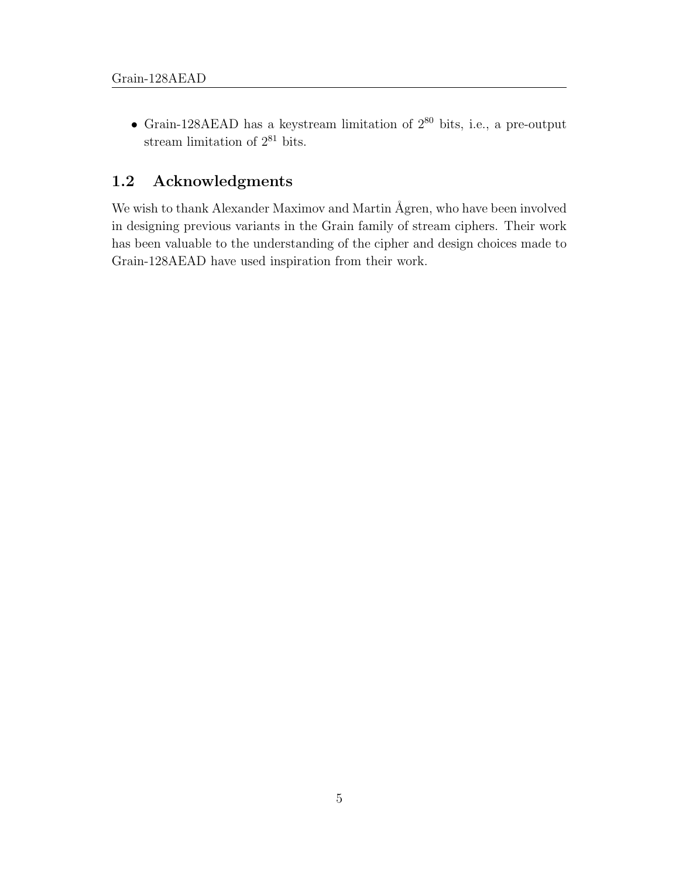- Grain-128AEAD has a keystream limitation of $2^{80}$ bits, i.e., a pre-output stream limitation of $2^{81}$ bits.

## 1.2 Acknowledgments

We wish to thank Alexander Maximov and Martin Ågren, who have been involved in designing previous variants in the Grain family of stream ciphers. Their work has been valuable to the understanding of the cipher and design choices made to Grain-128AEAD have used inspiration from their work.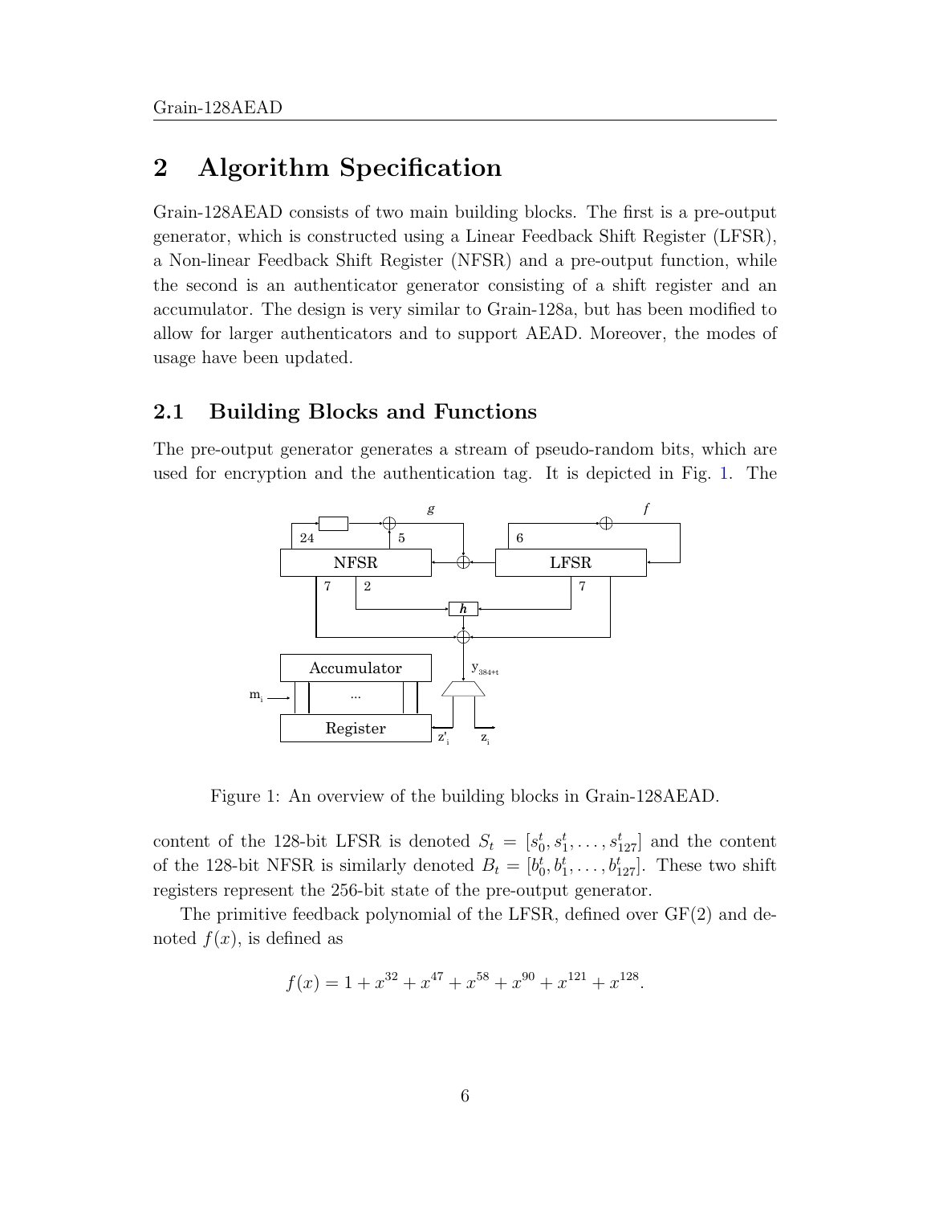# 2 Algorithm Specification

Grain-128AEAD consists of two main building blocks. The first is a pre-output generator, which is constructed using a Linear Feedback Shift Register (LFSR), a Non-linear Feedback Shift Register (NFSR) and a pre-output function, while the second is an authenticator generator consisting of a shift register and an accumulator. The design is very similar to Grain-128a, but has been modified to allow for larger authenticators and to support AEAD. Moreover, the modes of usage have been updated.

## 2.1 Building Blocks and Functions

The pre-output generator generates a stream of pseudo-random bits, which are used for encryption and the authentication tag. It is depicted in Fig. 1. The

Figure 1: An overview of the building blocks in Grain-128AEAD.

content of the 128-bit LFSR is denoted $S_t = [s_0^t, s_1^t, \ldots, s_{127}^t]$ and the content of the 128-bit NFSR is similarly denoted $B_t = [b_0^t, b_1^t, \ldots, b_{127}^t]$. These two shift registers represent the 256-bit state of the pre-output generator.

The primitive feedback polynomial of the LFSR, defined over GF(2) and denoted $f(x)$, is defined as

$$f(x) = 1 + x^{32} + x^{47} + x^{58} + x^{90} + x^{121} + x^{128}.$$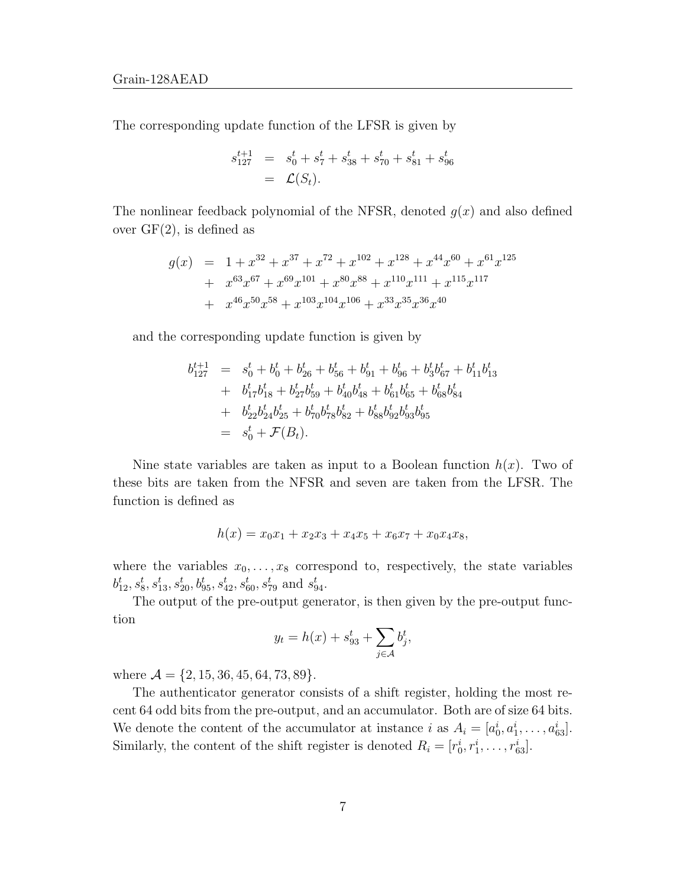The corresponding update function of the LFSR is given by

$$
\begin{aligned}
s_{127}^{t+1} &= s_0^t + s_7^t + s_{38}^t + s_{70}^t + s_{81}^t + s_{96}^t \\
&= \mathcal{L}(S_t).
\end{aligned}
$$

The nonlinear feedback polynomial of the NFSR, denoted $g(x)$ and also defined over GF(2), is defined as

$$
\begin{aligned}
g(x) &= 1 + x^{32} + x^{37} + x^{72} + x^{102} + x^{128} + x^{44}x^{60} + x^{61}x^{125} \\
&+ x^{63}x^{67} + x^{69}x^{101} + x^{80}x^{88} + x^{110}x^{111} + x^{115}x^{117} \\
&+ x^{46}x^{50}x^{58} + x^{103}x^{104}x^{106} + x^{33}x^{35}x^{36}x^{40}
\end{aligned}
$$

and the corresponding update function is given by

$$
\begin{aligned}
b_{127}^{t+1} &= s_0^t + b_0^t + b_{26}^t + b_{56}^t + b_{91}^t + b_{96}^t + b_3^t b_{67}^t + b_{11}^t b_{13}^t \\
&+ b_{17}^t b_{18}^t + b_{27}^t b_{59}^t + b_{40}^t b_{48}^t + b_{61}^t b_{65}^t + b_{68}^t b_{84}^t \\
&+ b_{22}^t b_{24}^t b_{25}^t + b_{70}^t b_{78}^t b_{82}^t + b_{88}^t b_{92}^t b_{93}^t b_{95}^t \\
&= s_0^t + \mathcal{F}(B_t).
\end{aligned}
$$

Nine state variables are taken as input to a Boolean function $h(x)$. Two of these bits are taken from the NFSR and seven are taken from the LFSR. The function is defined as

$$
h(x) = x_0x_1 + x_2x_3 + x_4x_5 + x_6x_7 + x_0x_4x_8,
$$

where the variables $x_0, \ldots, x_8$ correspond to, respectively, the state variables $b_{12}^t, s_8^t, s_{13}^t, s_{20}^t, b_{95}^t, s_{42}^t, s_{60}^t, s_{79}^t$ and $s_{94}^t$.

The output of the pre-output generator, is then given by the pre-output function

$$
y_t = h(x) + s_{93}^t + \sum_{j \in \mathcal{A}} b_j^t,
$$

where $\mathcal{A} = \{2, 15, 36, 45, 64, 73, 89\}$.

The authenticator generator consists of a shift register, holding the most recent 64 odd bits from the pre-output, and an accumulator. Both are of size 64 bits. We denote the content of the accumulator at instance $i$ as $A_i = [a_0^i, a_1^i, \ldots, a_{63}^i]$. Similarly, the content of the shift register is denoted $R_i = [r_0^i, r_1^i, \ldots, r_{63}^i]$.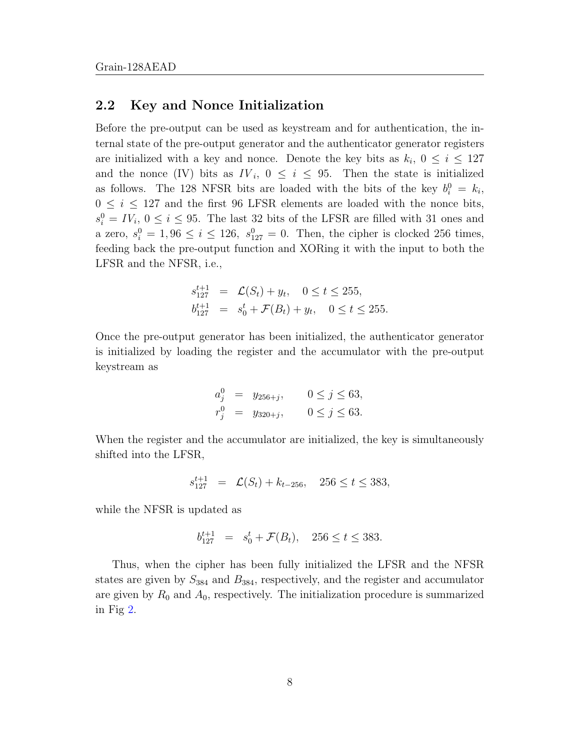## 2.2 Key and Nonce Initialization

Before the pre-output can be used as keystream and for authentication, the internal state of the pre-output generator and the authenticator generator registers are initialized with a key and nonce. Denote the key bits as $k_i$, $0 \leq i \leq 127$ and the nonce (IV) bits as $IV_i$, $0 \leq i \leq 95$. Then the state is initialized as follows. The 128 NFSR bits are loaded with the bits of the key $b_i^0 = k_i$, $0 \leq i \leq 127$ and the first 96 LFSR elements are loaded with the nonce bits, $s_i^0 = IV_i$, $0 \leq i \leq 95$. The last 32 bits of the LFSR are filled with 31 ones and a zero, $s_i^0 = 1, 96 \leq i \leq 126$, $s_{127}^0 = 0$. Then, the cipher is clocked 256 times, feeding back the pre-output function and XORing it with the input to both the LFSR and the NFSR, i.e.,

$$
\begin{aligned}
s_{127}^{t+1} &= \mathcal{L}(S_t) + y_t, \quad 0 \leq t \leq 255, \\
b_{127}^{t+1} &= s_0^t + \mathcal{F}(B_t) + y_t, \quad 0 \leq t \leq 255.
\end{aligned}
$$

Once the pre-output generator has been initialized, the authenticator generator is initialized by loading the register and the accumulator with the pre-output keystream as

$$
\begin{aligned}
a_j^0 &= y_{256+j}, \qquad 0 \leq j \leq 63, \\
r_j^0 &= y_{320+j}, \qquad 0 \leq j \leq 63.
\end{aligned}
$$

When the register and the accumulator are initialized, the key is simultaneously shifted into the LFSR,

$$
s_{127}^{t+1} = \mathcal{L}(S_t) + k_{t-256}, \quad 256 \leq t \leq 383,
$$

while the NFSR is updated as

$$
b_{127}^{t+1} = s_0^t + \mathcal{F}(B_t), \quad 256 \leq t \leq 383.
$$

Thus, when the cipher has been fully initialized the LFSR and the NFSR states are given by $S_{384}$ and $B_{384}$, respectively, and the register and accumulator are given by $R_0$ and $A_0$, respectively. The initialization procedure is summarized in Fig 2.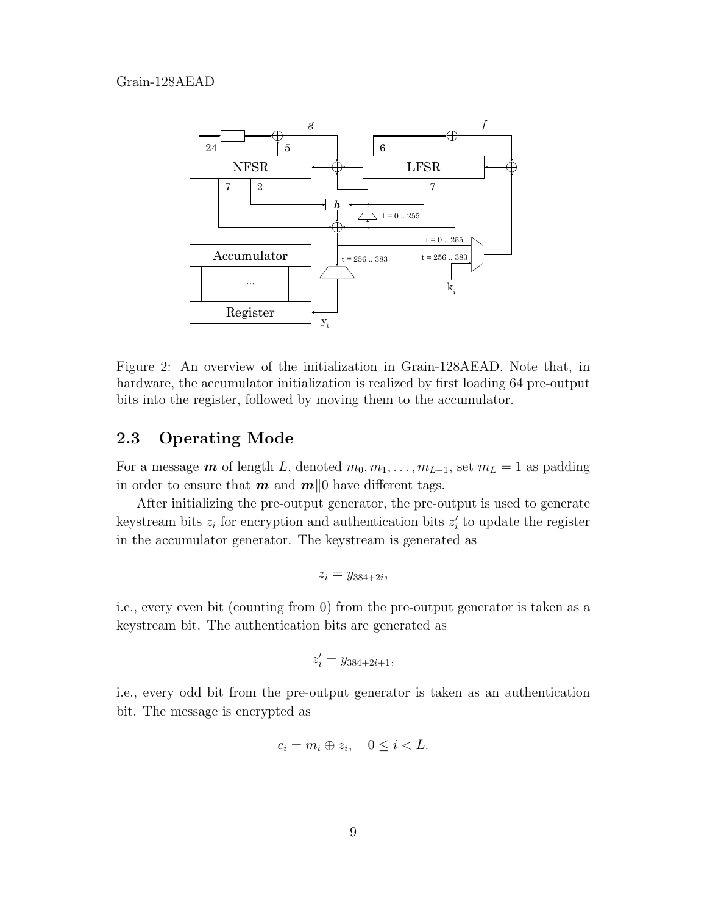Figure 2: An overview of the initialization in Grain-128AEAD. Note that, in hardware, the accumulator initialization is realized by first loading 64 pre-output bits into the register, followed by moving them to the accumulator.

## 2.3 Operating Mode

For a message $\boldsymbol{m}$ of length $L$, denoted $m_0, m_1, \ldots, m_{L-1}$, set $m_L = 1$ as padding in order to ensure that $\boldsymbol{m}$ and $\boldsymbol{m}\|0$ have different tags.

After initializing the pre-output generator, the pre-output is used to generate keystream bits $z_i$ for encryption and authentication bits $z'_i$ to update the register in the accumulator generator. The keystream is generated as

$$z_i = y_{384+2i},$$

i.e., every even bit (counting from 0) from the pre-output generator is taken as a keystream bit. The authentication bits are generated as

$$z'_i = y_{384+2i+1},$$

i.e., every odd bit from the pre-output generator is taken as an authentication bit. The message is encrypted as

$$c_i = m_i \oplus z_i, \quad 0 \leq i < L.$$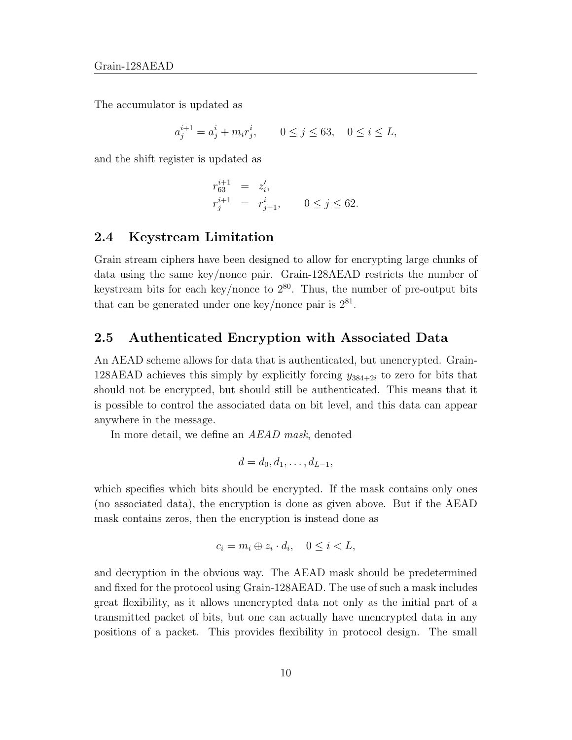The accumulator is updated as

$$a_j^{i+1} = a_j^i + m_i r_j^i, \qquad 0 \le j \le 63, \quad 0 \le i \le L,$$

and the shift register is updated as

$$\begin{aligned} r_{63}^{i+1} &= z_i', \\ r_j^{i+1} &= r_{j+1}^i, \qquad 0 \le j \le 62. \end{aligned}$$

## 2.4 Keystream Limitation

Grain stream ciphers have been designed to allow for encrypting large chunks of data using the same key/nonce pair. Grain-128AEAD restricts the number of keystream bits for each key/nonce to $2^{80}$. Thus, the number of pre-output bits that can be generated under one key/nonce pair is $2^{81}$.

## 2.5 Authenticated Encryption with Associated Data

An AEAD scheme allows for data that is authenticated, but unencrypted. Grain-128AEAD achieves this simply by explicitly forcing $y_{384+2i}$ to zero for bits that should not be encrypted, but should still be authenticated. This means that it is possible to control the associated data on bit level, and this data can appear anywhere in the message.

In more detail, we define an *AEAD mask*, denoted

$$d = d_0, d_1, \ldots, d_{L-1},$$

which specifies which bits should be encrypted. If the mask contains only ones (no associated data), the encryption is done as given above. But if the AEAD mask contains zeros, then the encryption is instead done as

$$c_i = m_i \oplus z_i \cdot d_i, \quad 0 \le i < L,$$

and decryption in the obvious way. The AEAD mask should be predetermined and fixed for the protocol using Grain-128AEAD. The use of such a mask includes great flexibility, as it allows unencrypted data not only as the initial part of a transmitted packet of bits, but one can actually have unencrypted data in any positions of a packet. This provides flexibility in protocol design. The small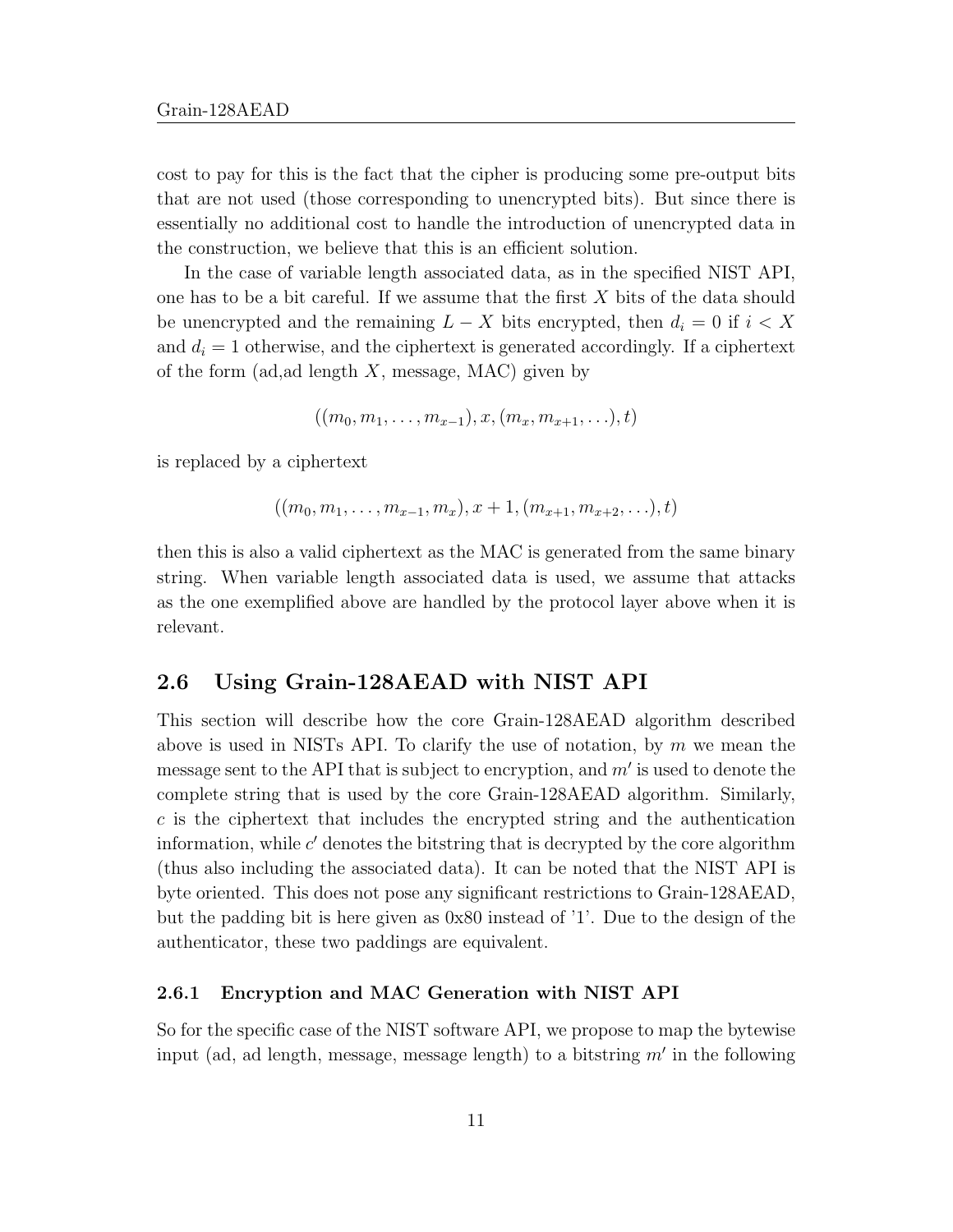cost to pay for this is the fact that the cipher is producing some pre-output bits that are not used (those corresponding to unencrypted bits). But since there is essentially no additional cost to handle the introduction of unencrypted data in the construction, we believe that this is an efficient solution.

In the case of variable length associated data, as in the specified NIST API, one has to be a bit careful. If we assume that the first $X$ bits of the data should be unencrypted and the remaining $L - X$ bits encrypted, then $d_i = 0$ if $i < X$ and $d_i = 1$ otherwise, and the ciphertext is generated accordingly. If a ciphertext of the form (ad,ad length $X$, message, MAC) given by

$$((m_0, m_1, \ldots, m_{x-1}), x, (m_x, m_{x+1}, \ldots), t)$$

is replaced by a ciphertext

$$((m_0, m_1, \ldots, m_{x-1}, m_x), x + 1, (m_{x+1}, m_{x+2}, \ldots), t)$$

then this is also a valid ciphertext as the MAC is generated from the same binary string. When variable length associated data is used, we assume that attacks as the one exemplified above are handled by the protocol layer above when it is relevant.

## 2.6 Using Grain-128AEAD with NIST API

This section will describe how the core Grain-128AEAD algorithm described above is used in NISTs API. To clarify the use of notation, by $m$ we mean the message sent to the API that is subject to encryption, and $m'$ is used to denote the complete string that is used by the core Grain-128AEAD algorithm. Similarly, $c$ is the ciphertext that includes the encrypted string and the authentication information, while $c'$ denotes the bitstring that is decrypted by the core algorithm (thus also including the associated data). It can be noted that the NIST API is byte oriented. This does not pose any significant restrictions to Grain-128AEAD, but the padding bit is here given as 0x80 instead of '1'. Due to the design of the authenticator, these two paddings are equivalent.

### 2.6.1 Encryption and MAC Generation with NIST API

So for the specific case of the NIST software API, we propose to map the bytewise input (ad, ad length, message, message length) to a bitstring $m'$ in the following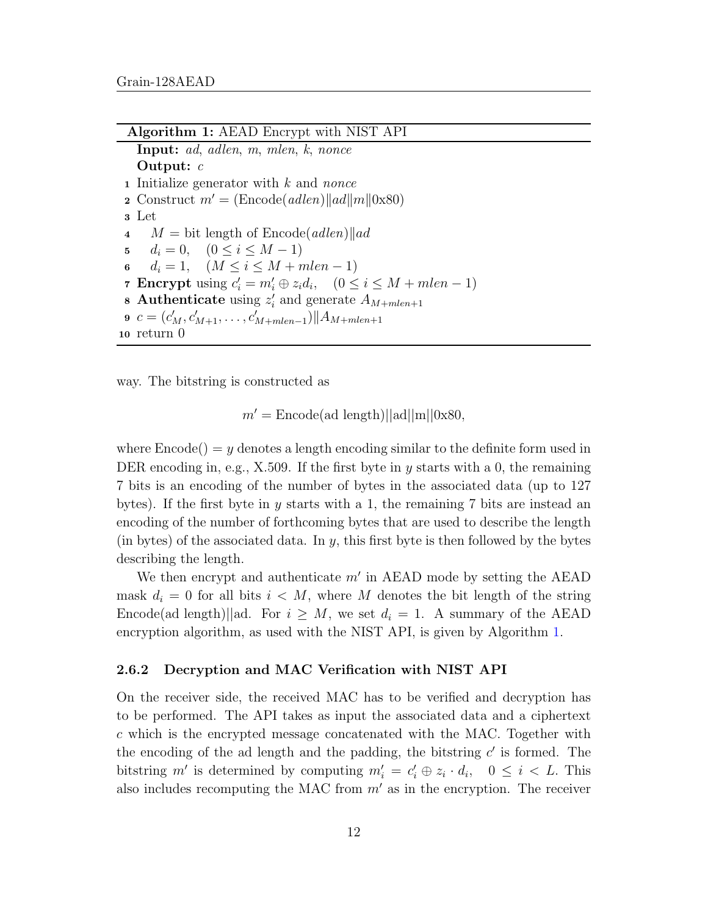**Algorithm 1:** AEAD Encrypt with NIST API

**Input:** $ad$, $adlen$, $m$, $mlen$, $k$, $nonce$
**Output:** $c$

1. Initialize generator with $k$ and $nonce$
2. Construct $m' = (\text{Encode}(adlen)\|ad\|m\|0\text{x}80)$
3. Let
4. $\quad M =$ bit length of Encode$(adlen)\|ad$
5. $\quad d_i = 0, \quad (0 \leq i \leq M-1)$
6. $\quad d_i = 1, \quad (M \leq i \leq M + mlen - 1)$
7. **Encrypt** using $c'_i = m'_i \oplus z_i d_i, \quad (0 \leq i \leq M + mlen - 1)$
8. **Authenticate** using $z'_i$ and generate $A_{M+mlen+1}$
9. $c = (c'_M, c'_{M+1}, \ldots, c'_{M+mlen-1})\|A_{M+mlen+1}$
10. return 0

way. The bitstring is constructed as

$$m' = \text{Encode(ad length)}||\text{ad}||\text{m}||0\text{x}80,$$

where Encode() $= y$ denotes a length encoding similar to the definite form used in DER encoding in, e.g., X.509. If the first byte in $y$ starts with a 0, the remaining 7 bits is an encoding of the number of bytes in the associated data (up to 127 bytes). If the first byte in $y$ starts with a 1, the remaining 7 bits are instead an encoding of the number of forthcoming bytes that are used to describe the length (in bytes) of the associated data. In $y$, this first byte is then followed by the bytes describing the length.

We then encrypt and authenticate $m'$ in AEAD mode by setting the AEAD mask $d_i = 0$ for all bits $i < M$, where $M$ denotes the bit length of the string Encode(ad length)||ad. For $i \geq M$, we set $d_i = 1$. A summary of the AEAD encryption algorithm, as used with the NIST API, is given by Algorithm 1.

### 2.6.2 Decryption and MAC Verification with NIST API

On the receiver side, the received MAC has to be verified and decryption has to be performed. The API takes as input the associated data and a ciphertext $c$ which is the encrypted message concatenated with the MAC. Together with the encoding of the ad length and the padding, the bitstring $c'$ is formed. The bitstring $m'$ is determined by computing $m'_i = c'_i \oplus z_i \cdot d_i, \quad 0 \leq i < L$. This also includes recomputing the MAC from $m'$ as in the encryption. The receiver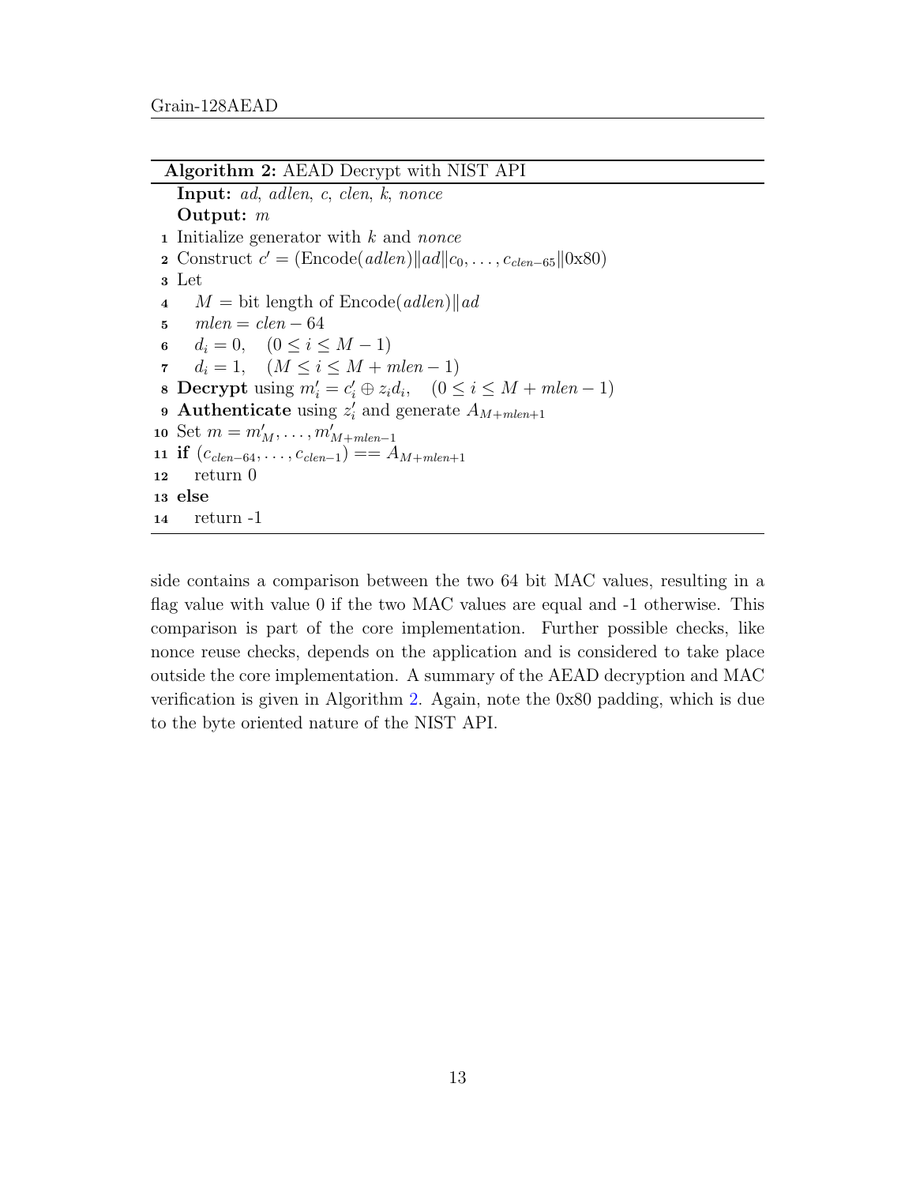**Algorithm 2:** AEAD Decrypt with NIST API

**Input:** *ad*, *adlen*, *c*, *clen*, *k*, *nonce*
**Output:** *m*

1. Initialize generator with $k$ and *nonce*
2. Construct $c' = (\text{Encode}(adlen) \| ad \| c_0, \ldots, c_{clen-65} \| \text{0x80})$
3. Let
4. $\quad M =$ bit length of $\text{Encode}(adlen) \| ad$
5. $\quad mlen = clen - 64$
6. $\quad d_i = 0, \quad (0 \leq i \leq M - 1)$
7. $\quad d_i = 1, \quad (M \leq i \leq M + mlen - 1)$
8. **Decrypt** using $m'_i = c'_i \oplus z_i d_i, \quad (0 \leq i \leq M + mlen - 1)$
9. **Authenticate** using $z'_i$ and generate $A_{M+mlen+1}$
10. Set $m = m'_M, \ldots, m'_{M+mlen-1}$
11. **if** $(c_{clen-64}, \ldots, c_{clen-1}) == A_{M+mlen+1}$
12. $\quad$ return 0
13. **else**
14. $\quad$ return -1

side contains a comparison between the two 64 bit MAC values, resulting in a flag value with value 0 if the two MAC values are equal and -1 otherwise. This comparison is part of the core implementation. Further possible checks, like nonce reuse checks, depends on the application and is considered to take place outside the core implementation. A summary of the AEAD decryption and MAC verification is given in Algorithm 2. Again, note the 0x80 padding, which is due to the byte oriented nature of the NIST API.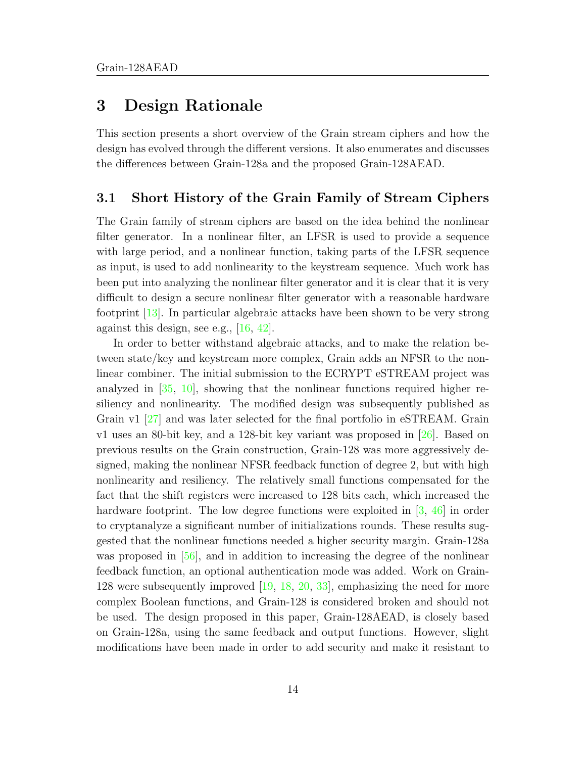# 3 Design Rationale

This section presents a short overview of the Grain stream ciphers and how the design has evolved through the different versions. It also enumerates and discusses the differences between Grain-128a and the proposed Grain-128AEAD.

## 3.1 Short History of the Grain Family of Stream Ciphers

The Grain family of stream ciphers are based on the idea behind the nonlinear filter generator. In a nonlinear filter, an LFSR is used to provide a sequence with large period, and a nonlinear function, taking parts of the LFSR sequence as input, is used to add nonlinearity to the keystream sequence. Much work has been put into analyzing the nonlinear filter generator and it is clear that it is very difficult to design a secure nonlinear filter generator with a reasonable hardware footprint [13]. In particular algebraic attacks have been shown to be very strong against this design, see e.g., [16, 42].

In order to better withstand algebraic attacks, and to make the relation between state/key and keystream more complex, Grain adds an NFSR to the nonlinear combiner. The initial submission to the ECRYPT eSTREAM project was analyzed in [35, 10], showing that the nonlinear functions required higher resiliency and nonlinearity. The modified design was subsequently published as Grain v1 [27] and was later selected for the final portfolio in eSTREAM. Grain v1 uses an 80-bit key, and a 128-bit key variant was proposed in [26]. Based on previous results on the Grain construction, Grain-128 was more aggressively designed, making the nonlinear NFSR feedback function of degree 2, but with high nonlinearity and resiliency. The relatively small functions compensated for the fact that the shift registers were increased to 128 bits each, which increased the hardware footprint. The low degree functions were exploited in [3, 46] in order to cryptanalyze a significant number of initializations rounds. These results suggested that the nonlinear functions needed a higher security margin. Grain-128a was proposed in [56], and in addition to increasing the degree of the nonlinear feedback function, an optional authentication mode was added. Work on Grain-128 were subsequently improved [19, 18, 20, 33], emphasizing the need for more complex Boolean functions, and Grain-128 is considered broken and should not be used. The design proposed in this paper, Grain-128AEAD, is closely based on Grain-128a, using the same feedback and output functions. However, slight modifications have been made in order to add security and make it resistant to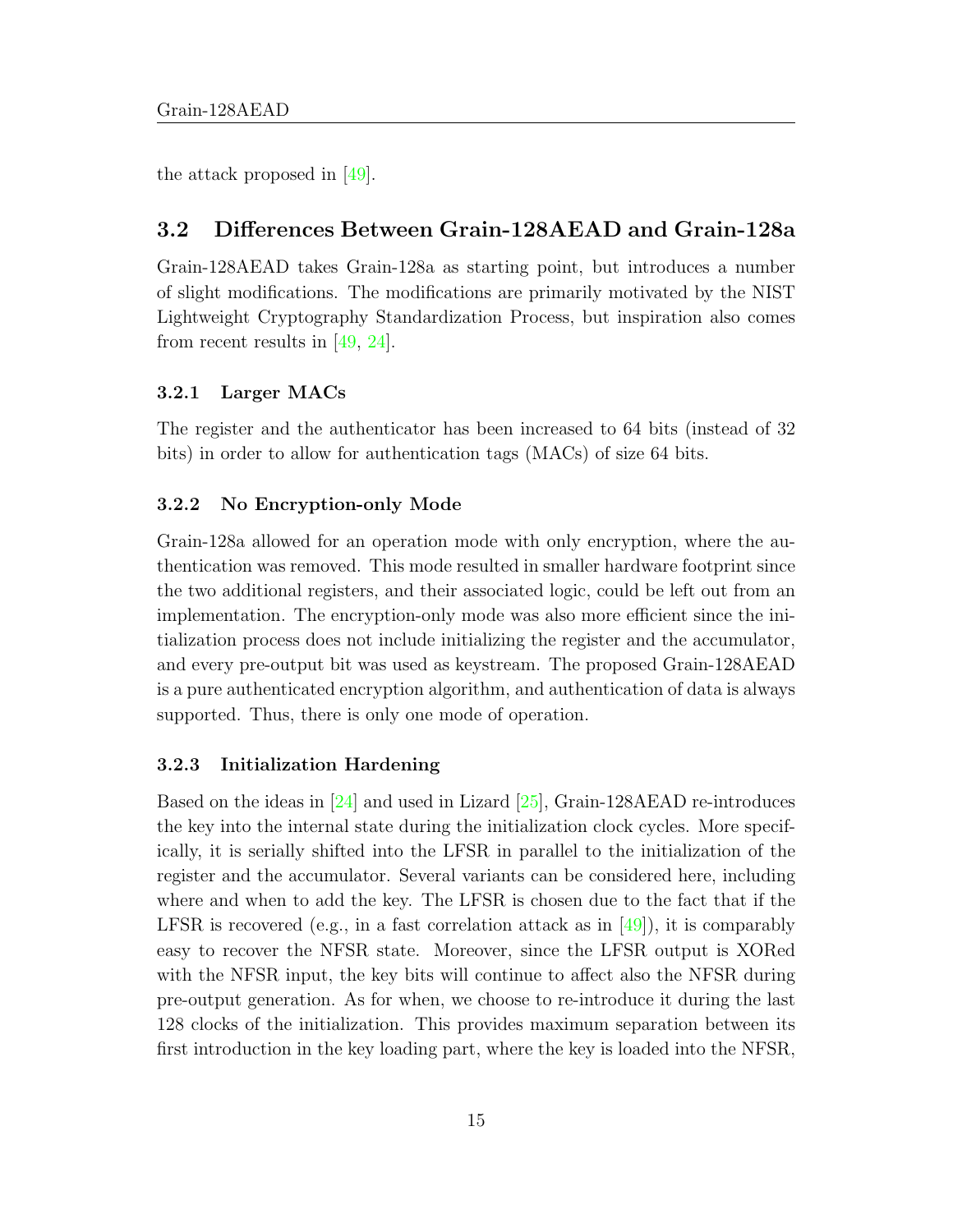the attack proposed in [49].

## 3.2 Differences Between Grain-128AEAD and Grain-128a

Grain-128AEAD takes Grain-128a as starting point, but introduces a number of slight modifications. The modifications are primarily motivated by the NIST Lightweight Cryptography Standardization Process, but inspiration also comes from recent results in [49, 24].

### 3.2.1 Larger MACs

The register and the authenticator has been increased to 64 bits (instead of 32 bits) in order to allow for authentication tags (MACs) of size 64 bits.

### 3.2.2 No Encryption-only Mode

Grain-128a allowed for an operation mode with only encryption, where the authentication was removed. This mode resulted in smaller hardware footprint since the two additional registers, and their associated logic, could be left out from an implementation. The encryption-only mode was also more efficient since the initialization process does not include initializing the register and the accumulator, and every pre-output bit was used as keystream. The proposed Grain-128AEAD is a pure authenticated encryption algorithm, and authentication of data is always supported. Thus, there is only one mode of operation.

### 3.2.3 Initialization Hardening

Based on the ideas in [24] and used in Lizard [25], Grain-128AEAD re-introduces the key into the internal state during the initialization clock cycles. More specifically, it is serially shifted into the LFSR in parallel to the initialization of the register and the accumulator. Several variants can be considered here, including where and when to add the key. The LFSR is chosen due to the fact that if the LFSR is recovered (e.g., in a fast correlation attack as in [49]), it is comparably easy to recover the NFSR state. Moreover, since the LFSR output is XORed with the NFSR input, the key bits will continue to affect also the NFSR during pre-output generation. As for when, we choose to re-introduce it during the last 128 clocks of the initialization. This provides maximum separation between its first introduction in the key loading part, where the key is loaded into the NFSR,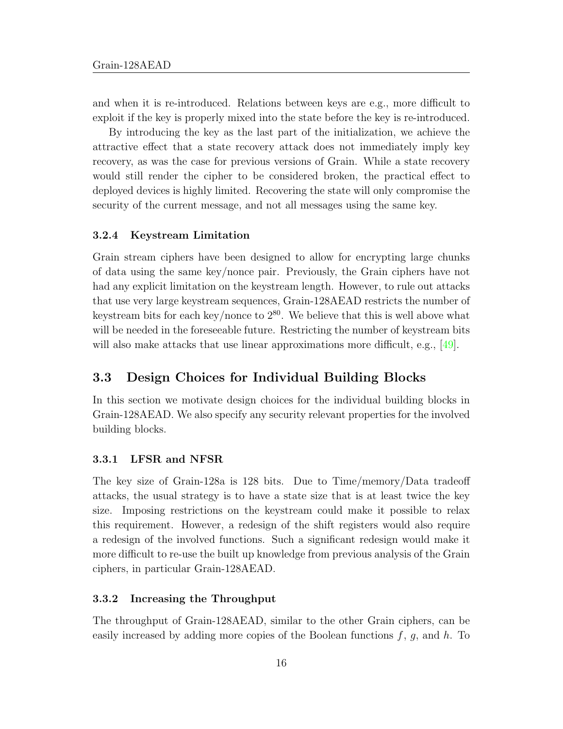and when it is re-introduced. Relations between keys are e.g., more difficult to exploit if the key is properly mixed into the state before the key is re-introduced.

By introducing the key as the last part of the initialization, we achieve the attractive effect that a state recovery attack does not immediately imply key recovery, as was the case for previous versions of Grain. While a state recovery would still render the cipher to be considered broken, the practical effect to deployed devices is highly limited. Recovering the state will only compromise the security of the current message, and not all messages using the same key.

### 3.2.4 Keystream Limitation

Grain stream ciphers have been designed to allow for encrypting large chunks of data using the same key/nonce pair. Previously, the Grain ciphers have not had any explicit limitation on the keystream length. However, to rule out attacks that use very large keystream sequences, Grain-128AEAD restricts the number of keystream bits for each key/nonce to $2^{80}$. We believe that this is well above what will be needed in the foreseeable future. Restricting the number of keystream bits will also make attacks that use linear approximations more difficult, e.g., [49].

## 3.3 Design Choices for Individual Building Blocks

In this section we motivate design choices for the individual building blocks in Grain-128AEAD. We also specify any security relevant properties for the involved building blocks.

### 3.3.1 LFSR and NFSR

The key size of Grain-128a is 128 bits. Due to Time/memory/Data tradeoff attacks, the usual strategy is to have a state size that is at least twice the key size. Imposing restrictions on the keystream could make it possible to relax this requirement. However, a redesign of the shift registers would also require a redesign of the involved functions. Such a significant redesign would make it more difficult to re-use the built up knowledge from previous analysis of the Grain ciphers, in particular Grain-128AEAD.

### 3.3.2 Increasing the Throughput

The throughput of Grain-128AEAD, similar to the other Grain ciphers, can be easily increased by adding more copies of the Boolean functions $f$, $g$, and $h$. To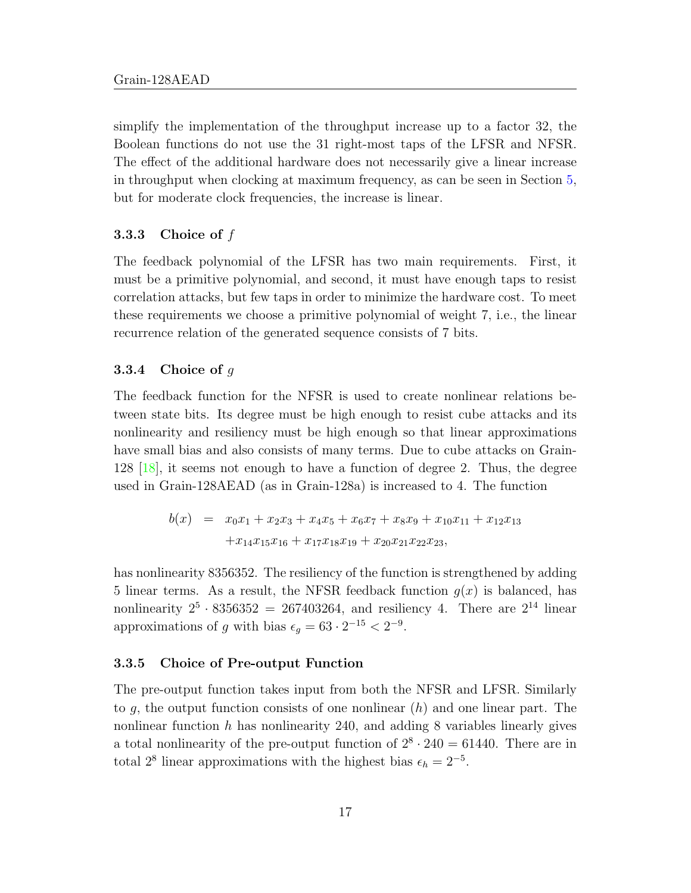simplify the implementation of the throughput increase up to a factor 32, the Boolean functions do not use the 31 right-most taps of the LFSR and NFSR. The effect of the additional hardware does not necessarily give a linear increase in throughput when clocking at maximum frequency, as can be seen in Section 5, but for moderate clock frequencies, the increase is linear.

### 3.3.3 Choice of $f$

The feedback polynomial of the LFSR has two main requirements. First, it must be a primitive polynomial, and second, it must have enough taps to resist correlation attacks, but few taps in order to minimize the hardware cost. To meet these requirements we choose a primitive polynomial of weight 7, i.e., the linear recurrence relation of the generated sequence consists of 7 bits.

### 3.3.4 Choice of $g$

The feedback function for the NFSR is used to create nonlinear relations between state bits. Its degree must be high enough to resist cube attacks and its nonlinearity and resiliency must be high enough so that linear approximations have small bias and also consists of many terms. Due to cube attacks on Grain-128 [18], it seems not enough to have a function of degree 2. Thus, the degree used in Grain-128AEAD (as in Grain-128a) is increased to 4. The function

$$\begin{aligned} b(x) \;=\;& x_0x_1 + x_2x_3 + x_4x_5 + x_6x_7 + x_8x_9 + x_{10}x_{11} + x_{12}x_{13} \\ &+ x_{14}x_{15}x_{16} + x_{17}x_{18}x_{19} + x_{20}x_{21}x_{22}x_{23}, \end{aligned}$$

has nonlinearity 8356352. The resiliency of the function is strengthened by adding 5 linear terms. As a result, the NFSR feedback function $g(x)$ is balanced, has nonlinearity $2^5 \cdot 8356352 = 267403264$, and resiliency 4. There are $2^{14}$ linear approximations of $g$ with bias $\epsilon_g = 63 \cdot 2^{-15} < 2^{-9}$.

### 3.3.5 Choice of Pre-output Function

The pre-output function takes input from both the NFSR and LFSR. Similarly to $g$, the output function consists of one nonlinear ($h$) and one linear part. The nonlinear function $h$ has nonlinearity 240, and adding 8 variables linearly gives a total nonlinearity of the pre-output function of $2^8 \cdot 240 = 61440$. There are in total $2^8$ linear approximations with the highest bias $\epsilon_h = 2^{-5}$.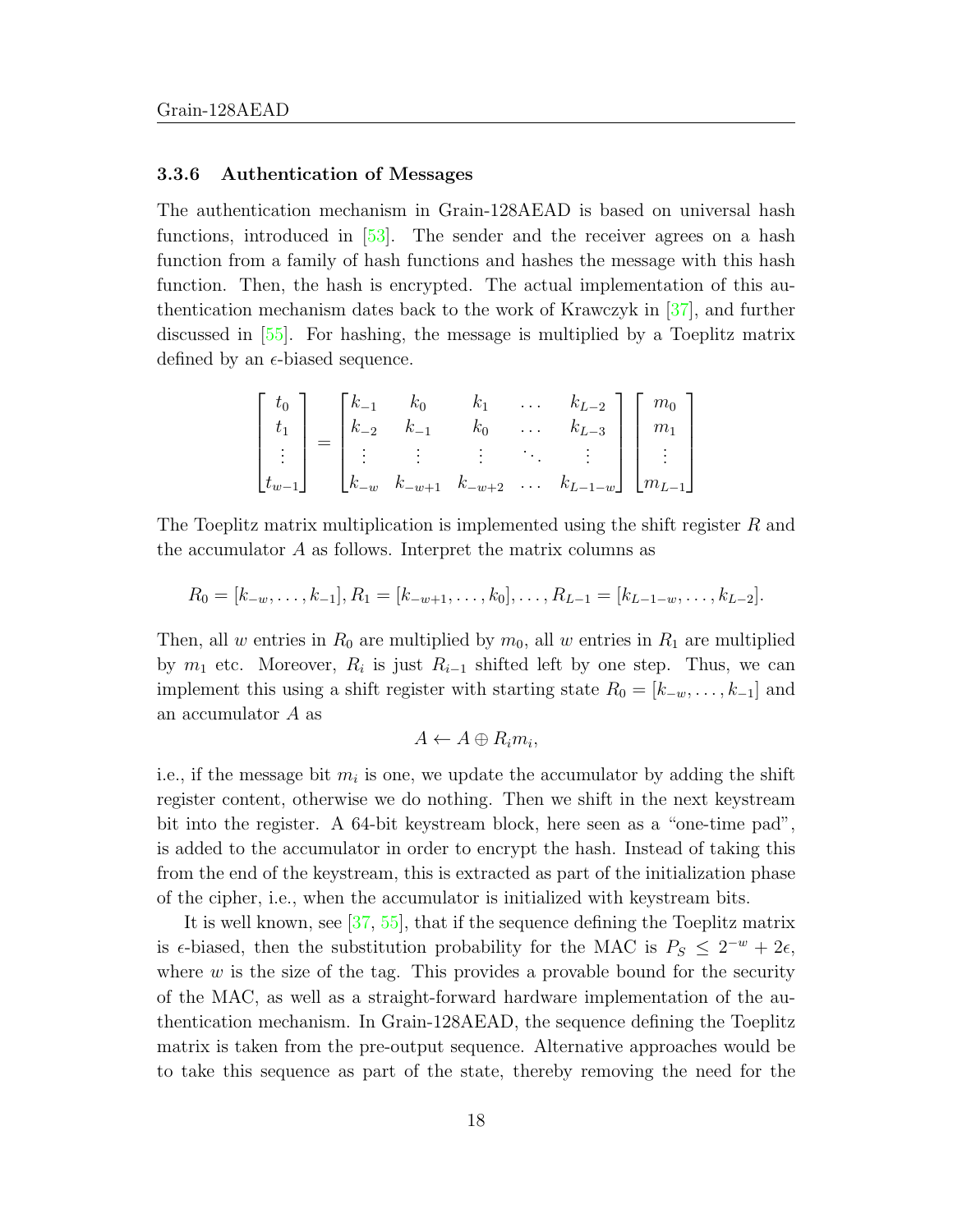### 3.3.6 Authentication of Messages

The authentication mechanism in Grain-128AEAD is based on universal hash functions, introduced in [53]. The sender and the receiver agrees on a hash function from a family of hash functions and hashes the message with this hash function. Then, the hash is encrypted. The actual implementation of this authentication mechanism dates back to the work of Krawczyk in [37], and further discussed in [55]. For hashing, the message is multiplied by a Toeplitz matrix defined by an $\epsilon$-biased sequence.

$$
\begin{bmatrix} t_0 \\ t_1 \\ \vdots \\ t_{w-1} \end{bmatrix} = \begin{bmatrix} k_{-1} & k_0 & k_1 & \dots & k_{L-2} \\ k_{-2} & k_{-1} & k_0 & \dots & k_{L-3} \\ \vdots & \vdots & \vdots & \ddots & \vdots \\ k_{-w} & k_{-w+1} & k_{-w+2} & \dots & k_{L-1-w} \end{bmatrix} \begin{bmatrix} m_0 \\ m_1 \\ \vdots \\ m_{L-1} \end{bmatrix}
$$

The Toeplitz matrix multiplication is implemented using the shift register $R$ and the accumulator $A$ as follows. Interpret the matrix columns as

$$
R_0 = [k_{-w}, \dots, k_{-1}], R_1 = [k_{-w+1}, \dots, k_0], \dots, R_{L-1} = [k_{L-1-w}, \dots, k_{L-2}].
$$

Then, all $w$ entries in $R_0$ are multiplied by $m_0$, all $w$ entries in $R_1$ are multiplied by $m_1$ etc. Moreover, $R_i$ is just $R_{i-1}$ shifted left by one step. Thus, we can implement this using a shift register with starting state $R_0 = [k_{-w}, \dots, k_{-1}]$ and an accumulator $A$ as

$$
A \leftarrow A \oplus R_i m_i,
$$

i.e., if the message bit $m_i$ is one, we update the accumulator by adding the shift register content, otherwise we do nothing. Then we shift in the next keystream bit into the register. A 64-bit keystream block, here seen as a "one-time pad", is added to the accumulator in order to encrypt the hash. Instead of taking this from the end of the keystream, this is extracted as part of the initialization phase of the cipher, i.e., when the accumulator is initialized with keystream bits.

It is well known, see [37, 55], that if the sequence defining the Toeplitz matrix is $\epsilon$-biased, then the substitution probability for the MAC is $P_S \leq 2^{-w} + 2\epsilon$, where $w$ is the size of the tag. This provides a provable bound for the security of the MAC, as well as a straight-forward hardware implementation of the authentication mechanism. In Grain-128AEAD, the sequence defining the Toeplitz matrix is taken from the pre-output sequence. Alternative approaches would be to take this sequence as part of the state, thereby removing the need for the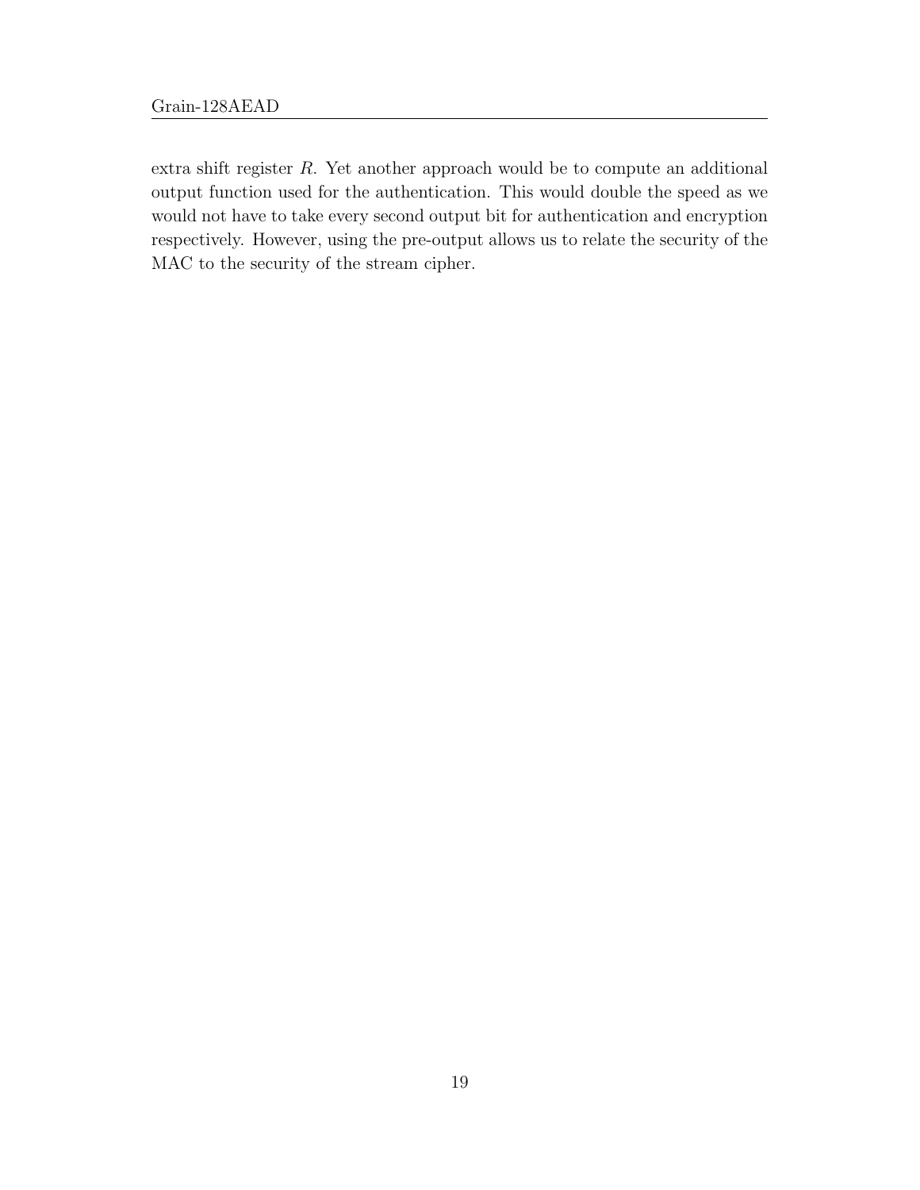extra shift register $R$. Yet another approach would be to compute an additional output function used for the authentication. This would double the speed as we would not have to take every second output bit for authentication and encryption respectively. However, using the pre-output allows us to relate the security of the MAC to the security of the stream cipher.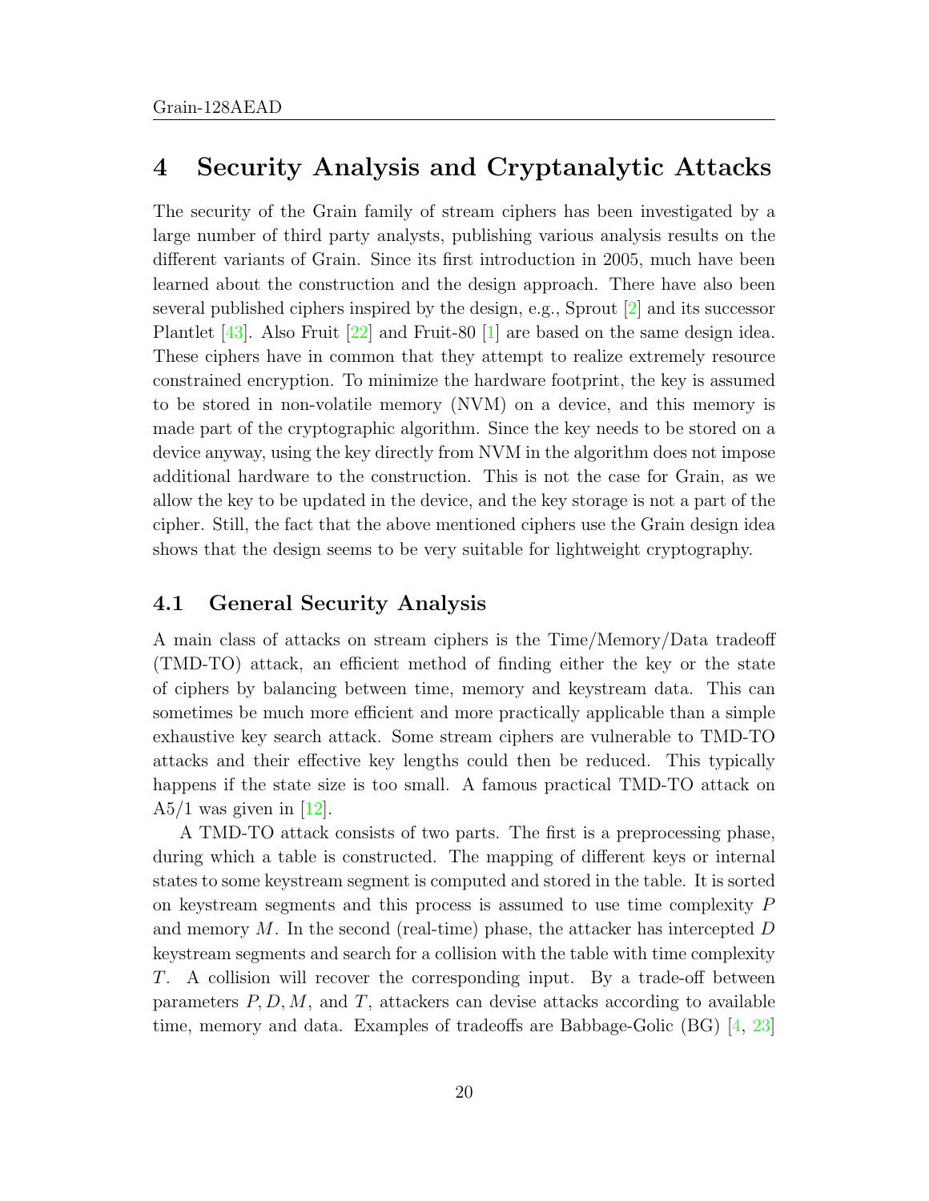# 4 Security Analysis and Cryptanalytic Attacks

The security of the Grain family of stream ciphers has been investigated by a large number of third party analysts, publishing various analysis results on the different variants of Grain. Since its first introduction in 2005, much have been learned about the construction and the design approach. There have also been several published ciphers inspired by the design, e.g., Sprout [2] and its successor Plantlet [43]. Also Fruit [22] and Fruit-80 [1] are based on the same design idea. These ciphers have in common that they attempt to realize extremely resource constrained encryption. To minimize the hardware footprint, the key is assumed to be stored in non-volatile memory (NVM) on a device, and this memory is made part of the cryptographic algorithm. Since the key needs to be stored on a device anyway, using the key directly from NVM in the algorithm does not impose additional hardware to the construction. This is not the case for Grain, as we allow the key to be updated in the device, and the key storage is not a part of the cipher. Still, the fact that the above mentioned ciphers use the Grain design idea shows that the design seems to be very suitable for lightweight cryptography.

## 4.1 General Security Analysis

A main class of attacks on stream ciphers is the Time/Memory/Data tradeoff (TMD-TO) attack, an efficient method of finding either the key or the state of ciphers by balancing between time, memory and keystream data. This can sometimes be much more efficient and more practically applicable than a simple exhaustive key search attack. Some stream ciphers are vulnerable to TMD-TO attacks and their effective key lengths could then be reduced. This typically happens if the state size is too small. A famous practical TMD-TO attack on A5/1 was given in [12].

A TMD-TO attack consists of two parts. The first is a preprocessing phase, during which a table is constructed. The mapping of different keys or internal states to some keystream segment is computed and stored in the table. It is sorted on keystream segments and this process is assumed to use time complexity $P$ and memory $M$. In the second (real-time) phase, the attacker has intercepted $D$ keystream segments and search for a collision with the table with time complexity $T$. A collision will recover the corresponding input. By a trade-off between parameters $P, D, M$, and $T$, attackers can devise attacks according to available time, memory and data. Examples of tradeoffs are Babbage-Golic (BG) [4, 23]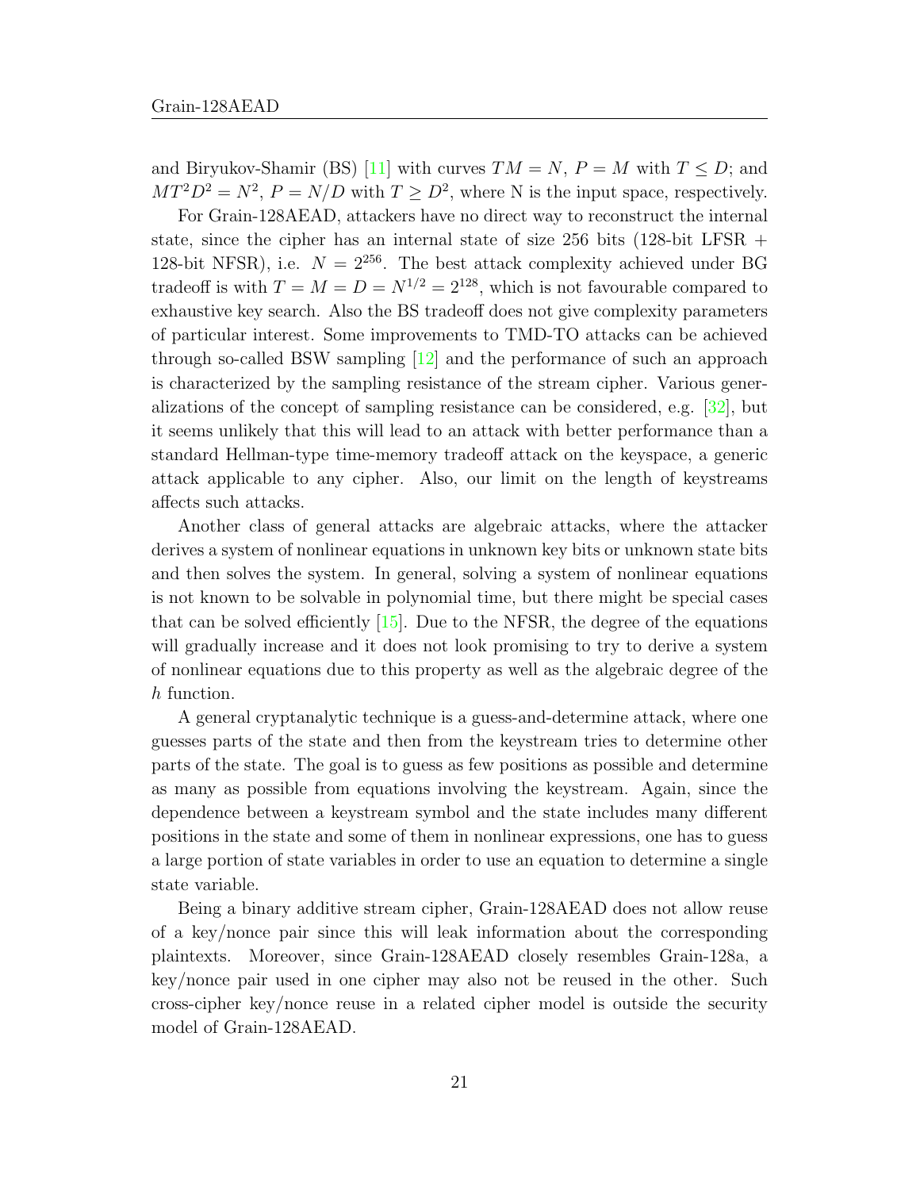and Biryukov-Shamir (BS) [11] with curves $TM = N$, $P = M$ with $T \leq D$; and $MT^2D^2 = N^2$, $P = N/D$ with $T \geq D^2$, where N is the input space, respectively.

For Grain-128AEAD, attackers have no direct way to reconstruct the internal state, since the cipher has an internal state of size 256 bits (128-bit LFSR + 128-bit NFSR), i.e. $N = 2^{256}$. The best attack complexity achieved under BG tradeoff is with $T = M = D = N^{1/2} = 2^{128}$, which is not favourable compared to exhaustive key search. Also the BS tradeoff does not give complexity parameters of particular interest. Some improvements to TMD-TO attacks can be achieved through so-called BSW sampling [12] and the performance of such an approach is characterized by the sampling resistance of the stream cipher. Various generalizations of the concept of sampling resistance can be considered, e.g. [32], but it seems unlikely that this will lead to an attack with better performance than a standard Hellman-type time-memory tradeoff attack on the keyspace, a generic attack applicable to any cipher. Also, our limit on the length of keystreams affects such attacks.

Another class of general attacks are algebraic attacks, where the attacker derives a system of nonlinear equations in unknown key bits or unknown state bits and then solves the system. In general, solving a system of nonlinear equations is not known to be solvable in polynomial time, but there might be special cases that can be solved efficiently [15]. Due to the NFSR, the degree of the equations will gradually increase and it does not look promising to try to derive a system of nonlinear equations due to this property as well as the algebraic degree of the $h$ function.

A general cryptanalytic technique is a guess-and-determine attack, where one guesses parts of the state and then from the keystream tries to determine other parts of the state. The goal is to guess as few positions as possible and determine as many as possible from equations involving the keystream. Again, since the dependence between a keystream symbol and the state includes many different positions in the state and some of them in nonlinear expressions, one has to guess a large portion of state variables in order to use an equation to determine a single state variable.

Being a binary additive stream cipher, Grain-128AEAD does not allow reuse of a key/nonce pair since this will leak information about the corresponding plaintexts. Moreover, since Grain-128AEAD closely resembles Grain-128a, a key/nonce pair used in one cipher may also not be reused in the other. Such cross-cipher key/nonce reuse in a related cipher model is outside the security model of Grain-128AEAD.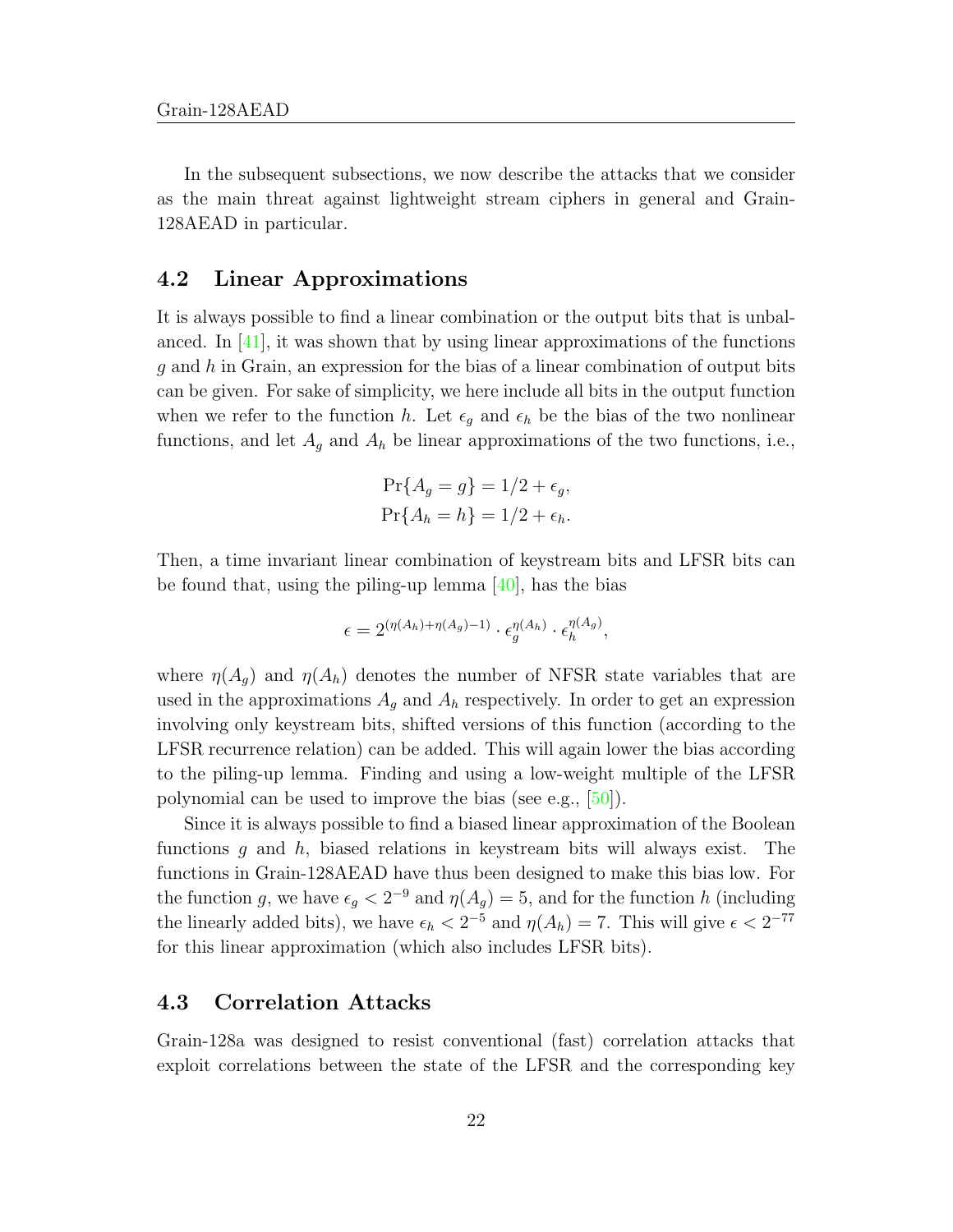In the subsequent subsections, we now describe the attacks that we consider as the main threat against lightweight stream ciphers in general and Grain-128AEAD in particular.

## 4.2 Linear Approximations

It is always possible to find a linear combination or the output bits that is unbalanced. In [41], it was shown that by using linear approximations of the functions $g$ and $h$ in Grain, an expression for the bias of a linear combination of output bits can be given. For sake of simplicity, we here include all bits in the output function when we refer to the function $h$. Let $\epsilon_g$ and $\epsilon_h$ be the bias of the two nonlinear functions, and let $A_g$ and $A_h$ be linear approximations of the two functions, i.e.,

$$\Pr\{A_g = g\} = 1/2 + \epsilon_g,$$
$$\Pr\{A_h = h\} = 1/2 + \epsilon_h.$$

Then, a time invariant linear combination of keystream bits and LFSR bits can be found that, using the piling-up lemma [40], has the bias

$$\epsilon = 2^{(\eta(A_h)+\eta(A_g)-1)} \cdot \epsilon_g^{\eta(A_h)} \cdot \epsilon_h^{\eta(A_g)},$$

where $\eta(A_g)$ and $\eta(A_h)$ denotes the number of NFSR state variables that are used in the approximations $A_g$ and $A_h$ respectively. In order to get an expression involving only keystream bits, shifted versions of this function (according to the LFSR recurrence relation) can be added. This will again lower the bias according to the piling-up lemma. Finding and using a low-weight multiple of the LFSR polynomial can be used to improve the bias (see e.g., [50]).

Since it is always possible to find a biased linear approximation of the Boolean functions $g$ and $h$, biased relations in keystream bits will always exist. The functions in Grain-128AEAD have thus been designed to make this bias low. For the function $g$, we have $\epsilon_g < 2^{-9}$ and $\eta(A_g) = 5$, and for the function $h$ (including the linearly added bits), we have $\epsilon_h < 2^{-5}$ and $\eta(A_h) = 7$. This will give $\epsilon < 2^{-77}$ for this linear approximation (which also includes LFSR bits).

## 4.3 Correlation Attacks

Grain-128a was designed to resist conventional (fast) correlation attacks that exploit correlations between the state of the LFSR and the corresponding key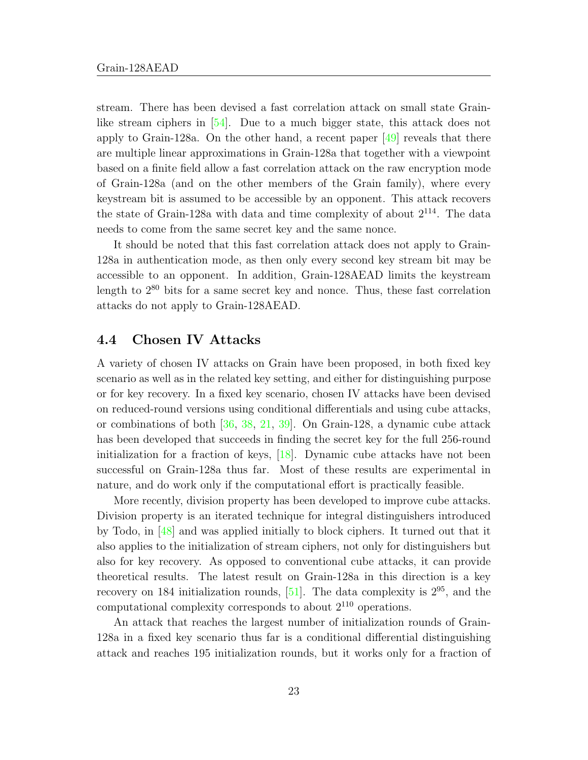stream. There has been devised a fast correlation attack on small state Grain-like stream ciphers in [54]. Due to a much bigger state, this attack does not apply to Grain-128a. On the other hand, a recent paper [49] reveals that there are multiple linear approximations in Grain-128a that together with a viewpoint based on a finite field allow a fast correlation attack on the raw encryption mode of Grain-128a (and on the other members of the Grain family), where every keystream bit is assumed to be accessible by an opponent. This attack recovers the state of Grain-128a with data and time complexity of about $2^{114}$. The data needs to come from the same secret key and the same nonce.

It should be noted that this fast correlation attack does not apply to Grain-128a in authentication mode, as then only every second key stream bit may be accessible to an opponent. In addition, Grain-128AEAD limits the keystream length to $2^{80}$ bits for a same secret key and nonce. Thus, these fast correlation attacks do not apply to Grain-128AEAD.

### 4.4 Chosen IV Attacks

A variety of chosen IV attacks on Grain have been proposed, in both fixed key scenario as well as in the related key setting, and either for distinguishing purpose or for key recovery. In a fixed key scenario, chosen IV attacks have been devised on reduced-round versions using conditional differentials and using cube attacks, or combinations of both [36, 38, 21, 39]. On Grain-128, a dynamic cube attack has been developed that succeeds in finding the secret key for the full 256-round initialization for a fraction of keys, [18]. Dynamic cube attacks have not been successful on Grain-128a thus far. Most of these results are experimental in nature, and do work only if the computational effort is practically feasible.

More recently, division property has been developed to improve cube attacks. Division property is an iterated technique for integral distinguishers introduced by Todo, in [48] and was applied initially to block ciphers. It turned out that it also applies to the initialization of stream ciphers, not only for distinguishers but also for key recovery. As opposed to conventional cube attacks, it can provide theoretical results. The latest result on Grain-128a in this direction is a key recovery on 184 initialization rounds, [51]. The data complexity is $2^{95}$, and the computational complexity corresponds to about $2^{110}$ operations.

An attack that reaches the largest number of initialization rounds of Grain-128a in a fixed key scenario thus far is a conditional differential distinguishing attack and reaches 195 initialization rounds, but it works only for a fraction of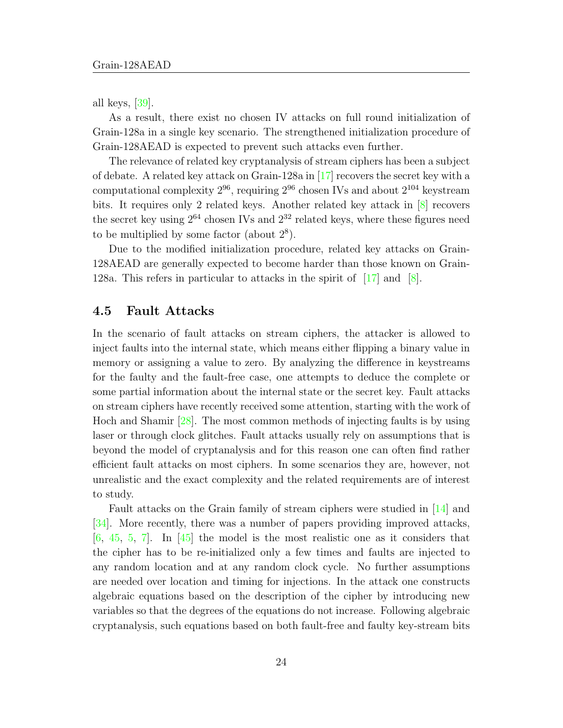all keys, [39].

As a result, there exist no chosen IV attacks on full round initialization of Grain-128a in a single key scenario. The strengthened initialization procedure of Grain-128AEAD is expected to prevent such attacks even further.

The relevance of related key cryptanalysis of stream ciphers has been a subject of debate. A related key attack on Grain-128a in [17] recovers the secret key with a computational complexity $2^{96}$, requiring $2^{96}$ chosen IVs and about $2^{104}$ keystream bits. It requires only 2 related keys. Another related key attack in [8] recovers the secret key using $2^{64}$ chosen IVs and $2^{32}$ related keys, where these figures need to be multiplied by some factor (about $2^{8}$).

Due to the modified initialization procedure, related key attacks on Grain-128AEAD are generally expected to become harder than those known on Grain-128a. This refers in particular to attacks in the spirit of [17] and [8].

## 4.5 Fault Attacks

In the scenario of fault attacks on stream ciphers, the attacker is allowed to inject faults into the internal state, which means either flipping a binary value in memory or assigning a value to zero. By analyzing the difference in keystreams for the faulty and the fault-free case, one attempts to deduce the complete or some partial information about the internal state or the secret key. Fault attacks on stream ciphers have recently received some attention, starting with the work of Hoch and Shamir [28]. The most common methods of injecting faults is by using laser or through clock glitches. Fault attacks usually rely on assumptions that is beyond the model of cryptanalysis and for this reason one can often find rather efficient fault attacks on most ciphers. In some scenarios they are, however, not unrealistic and the exact complexity and the related requirements are of interest to study.

Fault attacks on the Grain family of stream ciphers were studied in [14] and [34]. More recently, there was a number of papers providing improved attacks, [6, 45, 5, 7]. In [45] the model is the most realistic one as it considers that the cipher has to be re-initialized only a few times and faults are injected to any random location and at any random clock cycle. No further assumptions are needed over location and timing for injections. In the attack one constructs algebraic equations based on the description of the cipher by introducing new variables so that the degrees of the equations do not increase. Following algebraic cryptanalysis, such equations based on both fault-free and faulty key-stream bits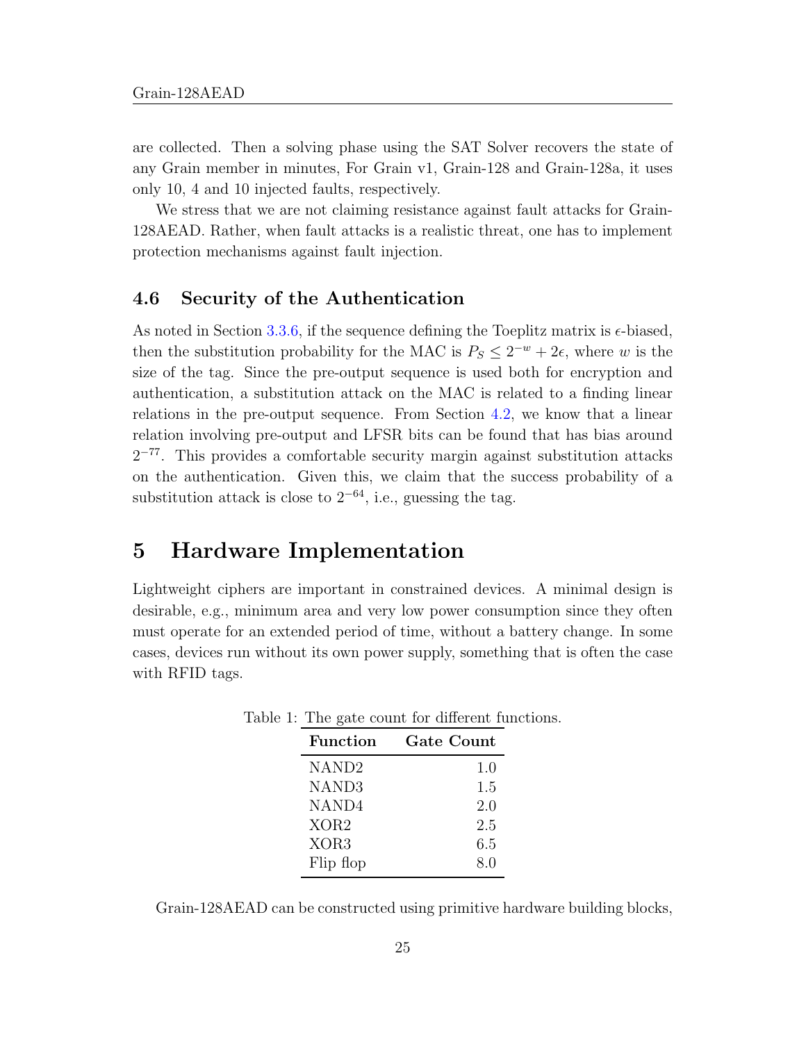are collected. Then a solving phase using the SAT Solver recovers the state of any Grain member in minutes, For Grain v1, Grain-128 and Grain-128a, it uses only 10, 4 and 10 injected faults, respectively.

We stress that we are not claiming resistance against fault attacks for Grain-128AEAD. Rather, when fault attacks is a realistic threat, one has to implement protection mechanisms against fault injection.

### 4.6 Security of the Authentication

As noted in Section 3.3.6, if the sequence defining the Toeplitz matrix is $\epsilon$-biased, then the substitution probability for the MAC is $P_S \leq 2^{-w} + 2\epsilon$, where $w$ is the size of the tag. Since the pre-output sequence is used both for encryption and authentication, a substitution attack on the MAC is related to a finding linear relations in the pre-output sequence. From Section 4.2, we know that a linear relation involving pre-output and LFSR bits can be found that has bias around $2^{-77}$. This provides a comfortable security margin against substitution attacks on the authentication. Given this, we claim that the success probability of a substitution attack is close to $2^{-64}$, i.e., guessing the tag.

## 5 Hardware Implementation

Lightweight ciphers are important in constrained devices. A minimal design is desirable, e.g., minimum area and very low power consumption since they often must operate for an extended period of time, without a battery change. In some cases, devices run without its own power supply, something that is often the case with RFID tags.

Table 1: The gate count for different functions.

| **Function** | **Gate Count** |
|---|---|
| NAND2 | 1.0 |
| NAND3 | 1.5 |
| NAND4 | 2.0 |
| XOR2 | 2.5 |
| XOR3 | 6.5 |
| Flip flop | 8.0 |

Grain-128AEAD can be constructed using primitive hardware building blocks,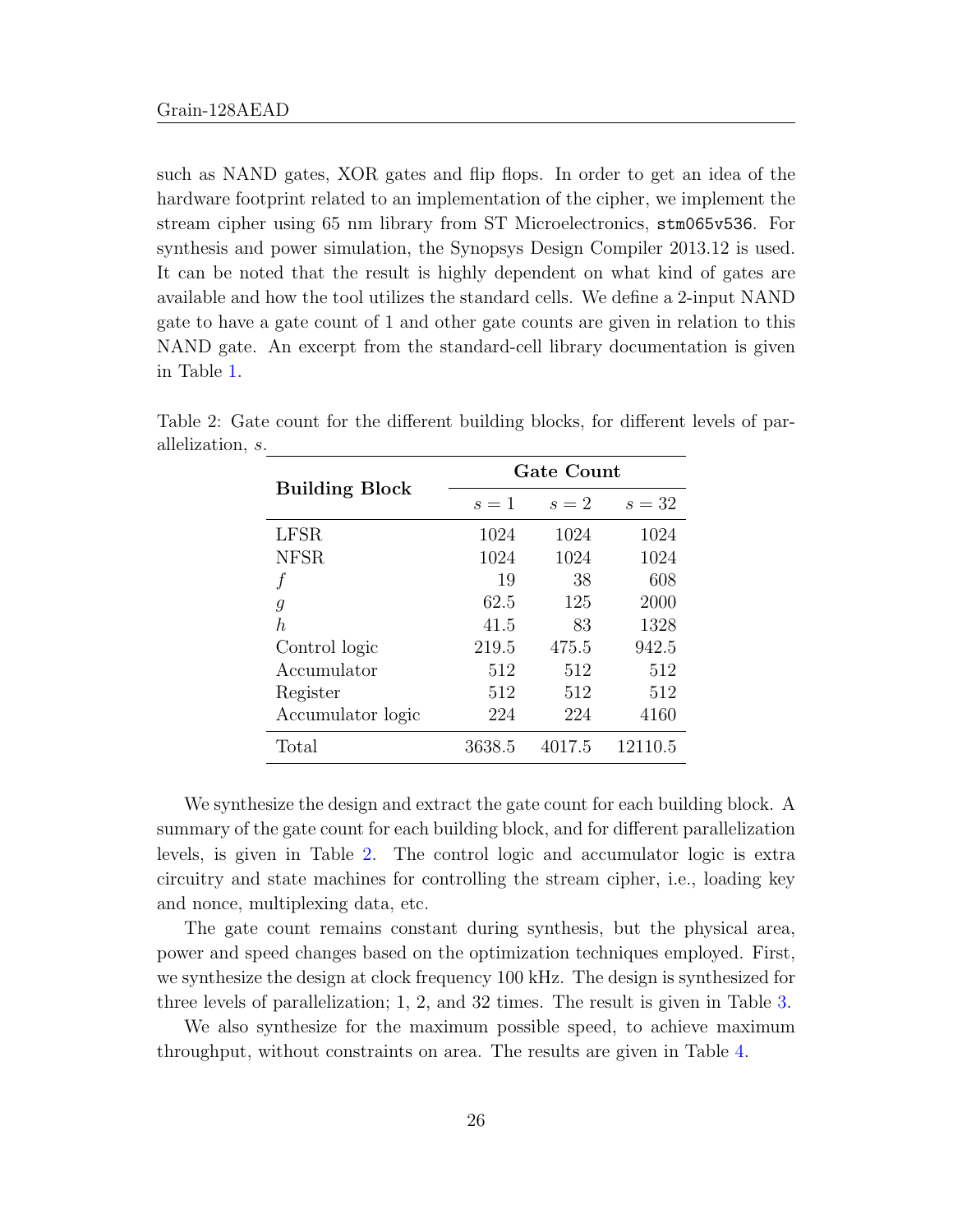such as NAND gates, XOR gates and flip flops. In order to get an idea of the hardware footprint related to an implementation of the cipher, we implement the stream cipher using 65 nm library from ST Microelectronics, `stm065v536`. For synthesis and power simulation, the Synopsys Design Compiler 2013.12 is used. It can be noted that the result is highly dependent on what kind of gates are available and how the tool utilizes the standard cells. We define a 2-input NAND gate to have a gate count of 1 and other gate counts are given in relation to this NAND gate. An excerpt from the standard-cell library documentation is given in Table 1.

Table 2: Gate count for the different building blocks, for different levels of parallelization, $s$.

| **Building Block** | **Gate Count** | | |
|---|---|---|---|
| | $s = 1$ | $s = 2$ | $s = 32$ |
| LFSR | 1024 | 1024 | 1024 |
| NFSR | 1024 | 1024 | 1024 |
| $f$ | 19 | 38 | 608 |
| $g$ | 62.5 | 125 | 2000 |
| $h$ | 41.5 | 83 | 1328 |
| Control logic | 219.5 | 475.5 | 942.5 |
| Accumulator | 512 | 512 | 512 |
| Register | 512 | 512 | 512 |
| Accumulator logic | 224 | 224 | 4160 |
| Total | 3638.5 | 4017.5 | 12110.5 |

We synthesize the design and extract the gate count for each building block. A summary of the gate count for each building block, and for different parallelization levels, is given in Table 2. The control logic and accumulator logic is extra circuitry and state machines for controlling the stream cipher, i.e., loading key and nonce, multiplexing data, etc.

The gate count remains constant during synthesis, but the physical area, power and speed changes based on the optimization techniques employed. First, we synthesize the design at clock frequency 100 kHz. The design is synthesized for three levels of parallelization; 1, 2, and 32 times. The result is given in Table 3.

We also synthesize for the maximum possible speed, to achieve maximum throughput, without constraints on area. The results are given in Table 4.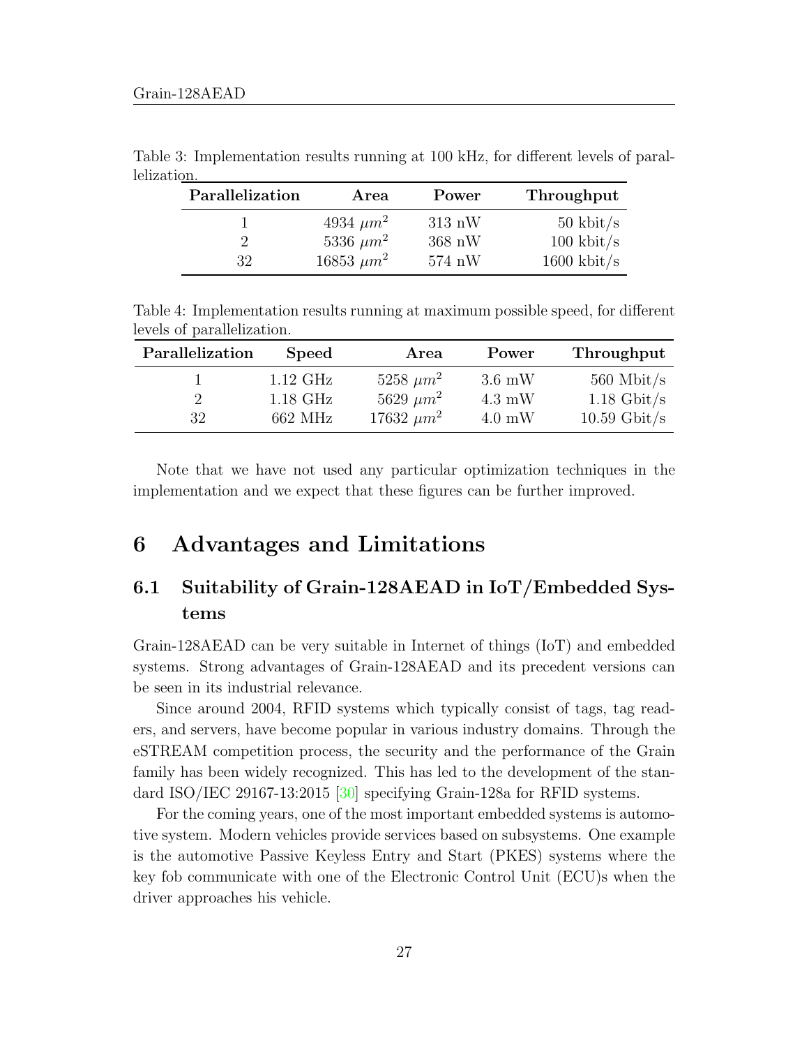Table 3: Implementation results running at 100 kHz, for different levels of parallelization.

| Parallelization | Area | Power | Throughput |
|---|---|---|---|
| 1 | 4934 $\mu m^2$ | 313 nW | 50 kbit/s |
| 2 | 5336 $\mu m^2$ | 368 nW | 100 kbit/s |
| 32 | 16853 $\mu m^2$ | 574 nW | 1600 kbit/s |

Table 4: Implementation results running at maximum possible speed, for different levels of parallelization.

| Parallelization | Speed | Area | Power | Throughput |
|---|---|---|---|---|
| 1 | 1.12 GHz | 5258 $\mu m^2$ | 3.6 mW | 560 Mbit/s |
| 2 | 1.18 GHz | 5629 $\mu m^2$ | 4.3 mW | 1.18 Gbit/s |
| 32 | 662 MHz | 17632 $\mu m^2$ | 4.0 mW | 10.59 Gbit/s |

Note that we have not used any particular optimization techniques in the implementation and we expect that these figures can be further improved.

# 6 Advantages and Limitations

## 6.1 Suitability of Grain-128AEAD in IoT/Embedded Systems

Grain-128AEAD can be very suitable in Internet of things (IoT) and embedded systems. Strong advantages of Grain-128AEAD and its precedent versions can be seen in its industrial relevance.

Since around 2004, RFID systems which typically consist of tags, tag readers, and servers, have become popular in various industry domains. Through the eSTREAM competition process, the security and the performance of the Grain family has been widely recognized. This has led to the development of the standard ISO/IEC 29167-13:2015 [30] specifying Grain-128a for RFID systems.

For the coming years, one of the most important embedded systems is automotive system. Modern vehicles provide services based on subsystems. One example is the automotive Passive Keyless Entry and Start (PKES) systems where the key fob communicate with one of the Electronic Control Unit (ECU)s when the driver approaches his vehicle.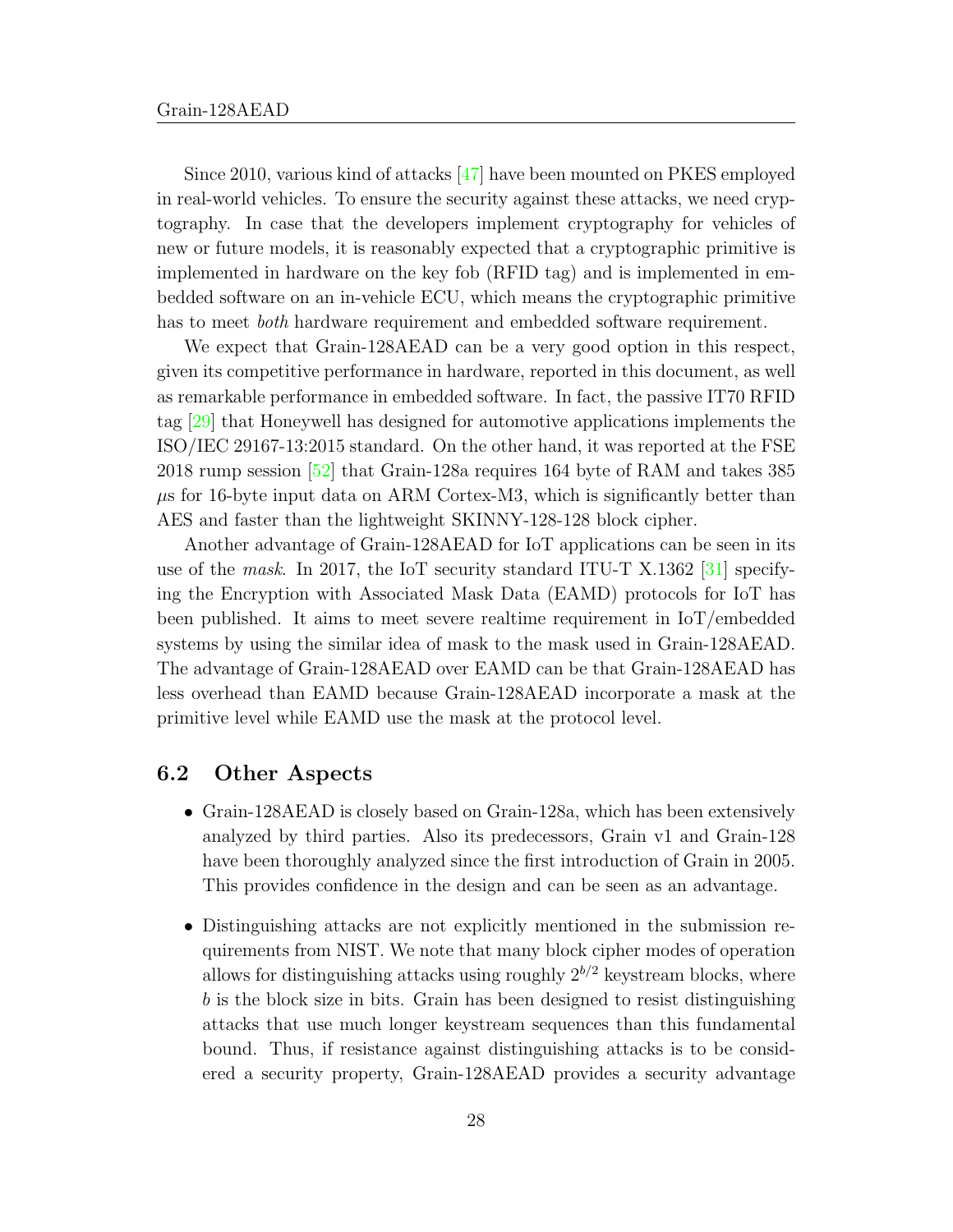Since 2010, various kind of attacks [47] have been mounted on PKES employed in real-world vehicles. To ensure the security against these attacks, we need cryptography. In case that the developers implement cryptography for vehicles of new or future models, it is reasonably expected that a cryptographic primitive is implemented in hardware on the key fob (RFID tag) and is implemented in embedded software on an in-vehicle ECU, which means the cryptographic primitive has to meet *both* hardware requirement and embedded software requirement.

We expect that Grain-128AEAD can be a very good option in this respect, given its competitive performance in hardware, reported in this document, as well as remarkable performance in embedded software. In fact, the passive IT70 RFID tag [29] that Honeywell has designed for automotive applications implements the ISO/IEC 29167-13:2015 standard. On the other hand, it was reported at the FSE 2018 rump session [52] that Grain-128a requires 164 byte of RAM and takes 385 $\mu$s for 16-byte input data on ARM Cortex-M3, which is significantly better than AES and faster than the lightweight SKINNY-128-128 block cipher.

Another advantage of Grain-128AEAD for IoT applications can be seen in its use of the *mask*. In 2017, the IoT security standard ITU-T X.1362 [31] specifying the Encryption with Associated Mask Data (EAMD) protocols for IoT has been published. It aims to meet severe realtime requirement in IoT/embedded systems by using the similar idea of mask to the mask used in Grain-128AEAD. The advantage of Grain-128AEAD over EAMD can be that Grain-128AEAD has less overhead than EAMD because Grain-128AEAD incorporate a mask at the primitive level while EAMD use the mask at the protocol level.

## 6.2 Other Aspects

- Grain-128AEAD is closely based on Grain-128a, which has been extensively analyzed by third parties. Also its predecessors, Grain v1 and Grain-128 have been thoroughly analyzed since the first introduction of Grain in 2005. This provides confidence in the design and can be seen as an advantage.
- Distinguishing attacks are not explicitly mentioned in the submission requirements from NIST. We note that many block cipher modes of operation allows for distinguishing attacks using roughly $2^{b/2}$ keystream blocks, where $b$ is the block size in bits. Grain has been designed to resist distinguishing attacks that use much longer keystream sequences than this fundamental bound. Thus, if resistance against distinguishing attacks is to be considered a security property, Grain-128AEAD provides a security advantage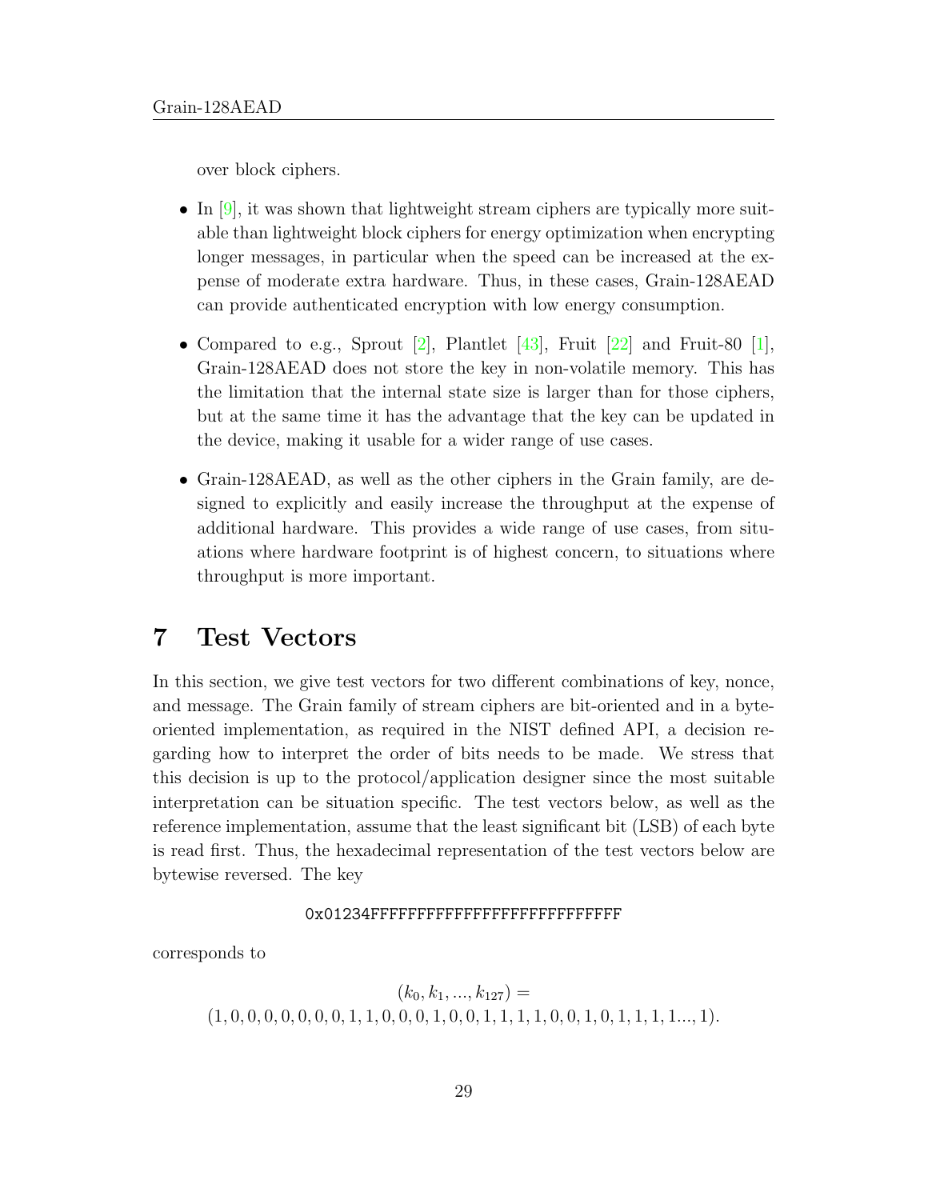over block ciphers.

- In [9], it was shown that lightweight stream ciphers are typically more suitable than lightweight block ciphers for energy optimization when encrypting longer messages, in particular when the speed can be increased at the expense of moderate extra hardware. Thus, in these cases, Grain-128AEAD can provide authenticated encryption with low energy consumption.

- Compared to e.g., Sprout [2], Plantlet [43], Fruit [22] and Fruit-80 [1], Grain-128AEAD does not store the key in non-volatile memory. This has the limitation that the internal state size is larger than for those ciphers, but at the same time it has the advantage that the key can be updated in the device, making it usable for a wider range of use cases.

- Grain-128AEAD, as well as the other ciphers in the Grain family, are designed to explicitly and easily increase the throughput at the expense of additional hardware. This provides a wide range of use cases, from situations where hardware footprint is of highest concern, to situations where throughput is more important.

# 7 Test Vectors

In this section, we give test vectors for two different combinations of key, nonce, and message. The Grain family of stream ciphers are bit-oriented and in a byte-oriented implementation, as required in the NIST defined API, a decision regarding how to interpret the order of bits needs to be made. We stress that this decision is up to the protocol/application designer since the most suitable interpretation can be situation specific. The test vectors below, as well as the reference implementation, assume that the least significant bit (LSB) of each byte is read first. Thus, the hexadecimal representation of the test vectors below are bytewise reversed. The key

```
0x01234FFFFFFFFFFFFFFFFFFFFFFFFFFF
```

corresponds to

$$(k_0, k_1, ..., k_{127}) =$$
$$(1, 0, 0, 0, 0, 0, 0, 0, 1, 1, 0, 0, 0, 1, 0, 0, 1, 1, 1, 1, 0, 0, 1, 0, 1, 1, 1, 1..., 1).$$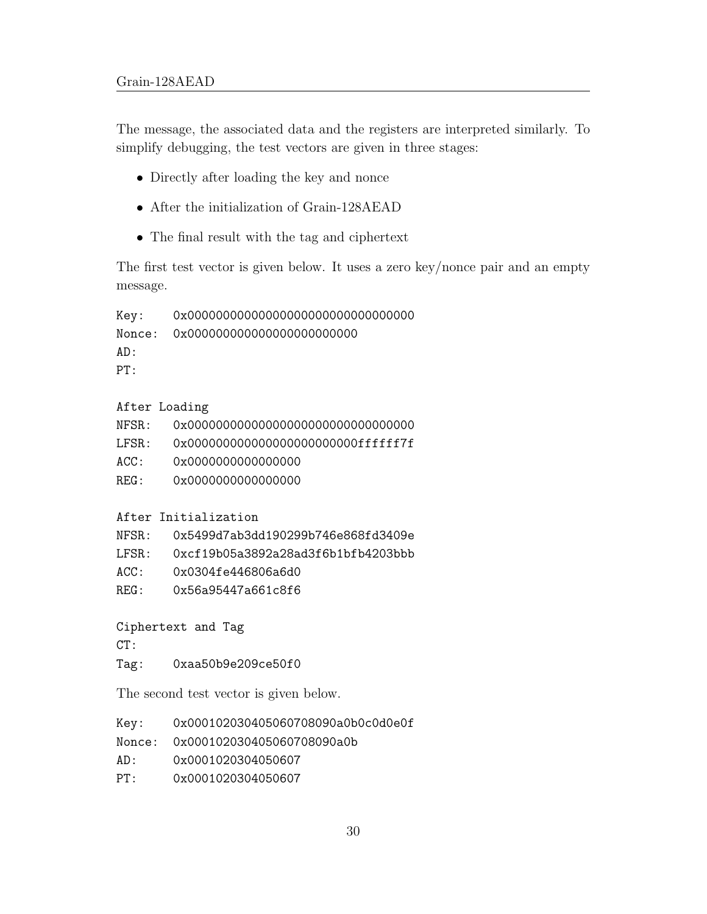The message, the associated data and the registers are interpreted similarly. To simplify debugging, the test vectors are given in three stages:

- Directly after loading the key and nonce
- After the initialization of Grain-128AEAD
- The final result with the tag and ciphertext

The first test vector is given below. It uses a zero key/nonce pair and an empty message.

```
Key:    0x00000000000000000000000000000000
Nonce:  0x000000000000000000000000
AD:
PT:

After Loading
NFSR:   0x00000000000000000000000000000000
LFSR:   0x000000000000000000000000ffffff7f
ACC:    0x0000000000000000
REG:    0x0000000000000000

After Initialization
NFSR:   0x5499d7ab3dd190299b746e868fd3409e
LFSR:   0xcf19b05a3892a28ad3f6b1bfb4203bbb
ACC:    0x0304fe446806a6d0
REG:    0x56a95447a661c8f6

Ciphertext and Tag
CT:
Tag:    0xaa50b9e209ce50f0
```

The second test vector is given below.

```
Key:    0x000102030405060708090a0b0c0d0e0f
Nonce:  0x000102030405060708090a0b
AD:     0x0001020304050607
PT:     0x0001020304050607
```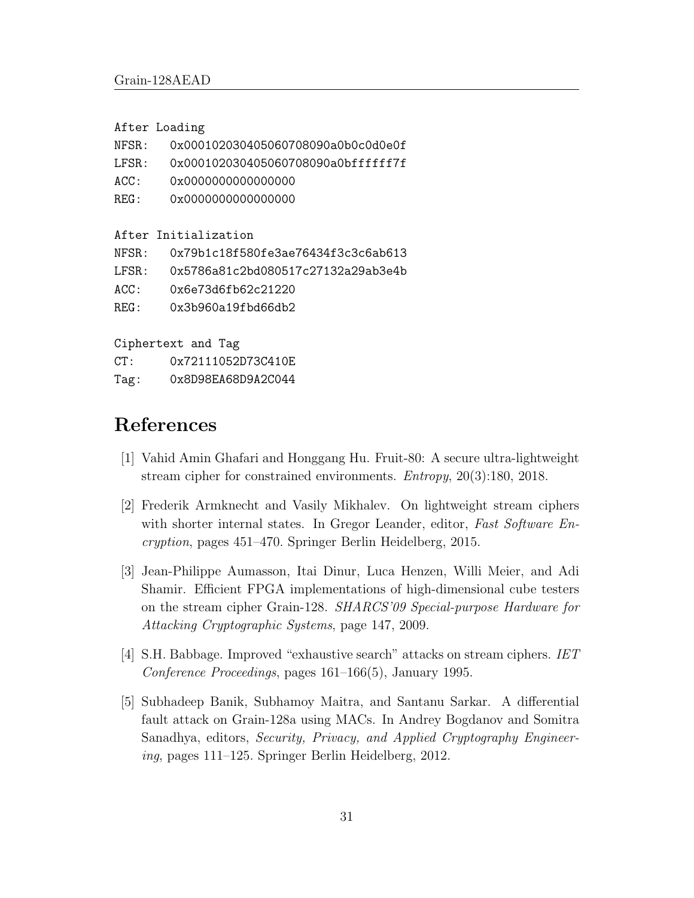```
After Loading
NFSR:   0x000102030405060708090a0b0c0d0e0f
LFSR:   0x000102030405060708090a0bffffff7f
ACC:    0x0000000000000000
REG:    0x0000000000000000

After Initialization
NFSR:   0x79b1c18f580fe3ae76434f3c3c6ab613
LFSR:   0x5786a81c2bd080517c27132a29ab3e4b
ACC:    0x6e73d6fb62c21220
REG:    0x3b960a19fbd66db2

Ciphertext and Tag
CT:     0x72111052D73C410E
Tag:    0x8D98EA68D9A2C044
```

# References

[1] Vahid Amin Ghafari and Honggang Hu. Fruit-80: A secure ultra-lightweight stream cipher for constrained environments. *Entropy*, 20(3):180, 2018.

[2] Frederik Armknecht and Vasily Mikhalev. On lightweight stream ciphers with shorter internal states. In Gregor Leander, editor, *Fast Software Encryption*, pages 451–470. Springer Berlin Heidelberg, 2015.

[3] Jean-Philippe Aumasson, Itai Dinur, Luca Henzen, Willi Meier, and Adi Shamir. Efficient FPGA implementations of high-dimensional cube testers on the stream cipher Grain-128. *SHARCS'09 Special-purpose Hardware for Attacking Cryptographic Systems*, page 147, 2009.

[4] S.H. Babbage. Improved "exhaustive search" attacks on stream ciphers. *IET Conference Proceedings*, pages 161–166(5), January 1995.

[5] Subhadeep Banik, Subhamoy Maitra, and Santanu Sarkar. A differential fault attack on Grain-128a using MACs. In Andrey Bogdanov and Somitra Sanadhya, editors, *Security, Privacy, and Applied Cryptography Engineering*, pages 111–125. Springer Berlin Heidelberg, 2012.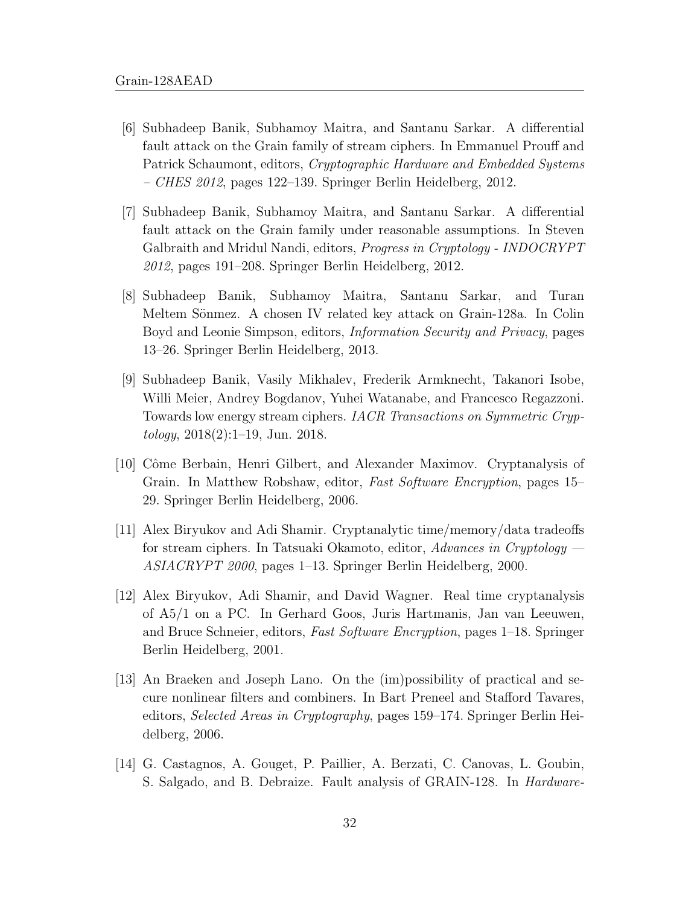[6] Subhadeep Banik, Subhamoy Maitra, and Santanu Sarkar. A differential fault attack on the Grain family of stream ciphers. In Emmanuel Prouff and Patrick Schaumont, editors, *Cryptographic Hardware and Embedded Systems – CHES 2012*, pages 122–139. Springer Berlin Heidelberg, 2012.

[7] Subhadeep Banik, Subhamoy Maitra, and Santanu Sarkar. A differential fault attack on the Grain family under reasonable assumptions. In Steven Galbraith and Mridul Nandi, editors, *Progress in Cryptology - INDOCRYPT 2012*, pages 191–208. Springer Berlin Heidelberg, 2012.

[8] Subhadeep Banik, Subhamoy Maitra, Santanu Sarkar, and Turan Meltem Sönmez. A chosen IV related key attack on Grain-128a. In Colin Boyd and Leonie Simpson, editors, *Information Security and Privacy*, pages 13–26. Springer Berlin Heidelberg, 2013.

[9] Subhadeep Banik, Vasily Mikhalev, Frederik Armknecht, Takanori Isobe, Willi Meier, Andrey Bogdanov, Yuhei Watanabe, and Francesco Regazzoni. Towards low energy stream ciphers. *IACR Transactions on Symmetric Cryptology*, 2018(2):1–19, Jun. 2018.

[10] Côme Berbain, Henri Gilbert, and Alexander Maximov. Cryptanalysis of Grain. In Matthew Robshaw, editor, *Fast Software Encryption*, pages 15–29. Springer Berlin Heidelberg, 2006.

[11] Alex Biryukov and Adi Shamir. Cryptanalytic time/memory/data tradeoffs for stream ciphers. In Tatsuaki Okamoto, editor, *Advances in Cryptology — ASIACRYPT 2000*, pages 1–13. Springer Berlin Heidelberg, 2000.

[12] Alex Biryukov, Adi Shamir, and David Wagner. Real time cryptanalysis of A5/1 on a PC. In Gerhard Goos, Juris Hartmanis, Jan van Leeuwen, and Bruce Schneier, editors, *Fast Software Encryption*, pages 1–18. Springer Berlin Heidelberg, 2001.

[13] An Braeken and Joseph Lano. On the (im)possibility of practical and secure nonlinear filters and combiners. In Bart Preneel and Stafford Tavares, editors, *Selected Areas in Cryptography*, pages 159–174. Springer Berlin Heidelberg, 2006.

[14] G. Castagnos, A. Gouget, P. Paillier, A. Berzati, C. Canovas, L. Goubin, S. Salgado, and B. Debraize. Fault analysis of GRAIN-128. In *Hardware-*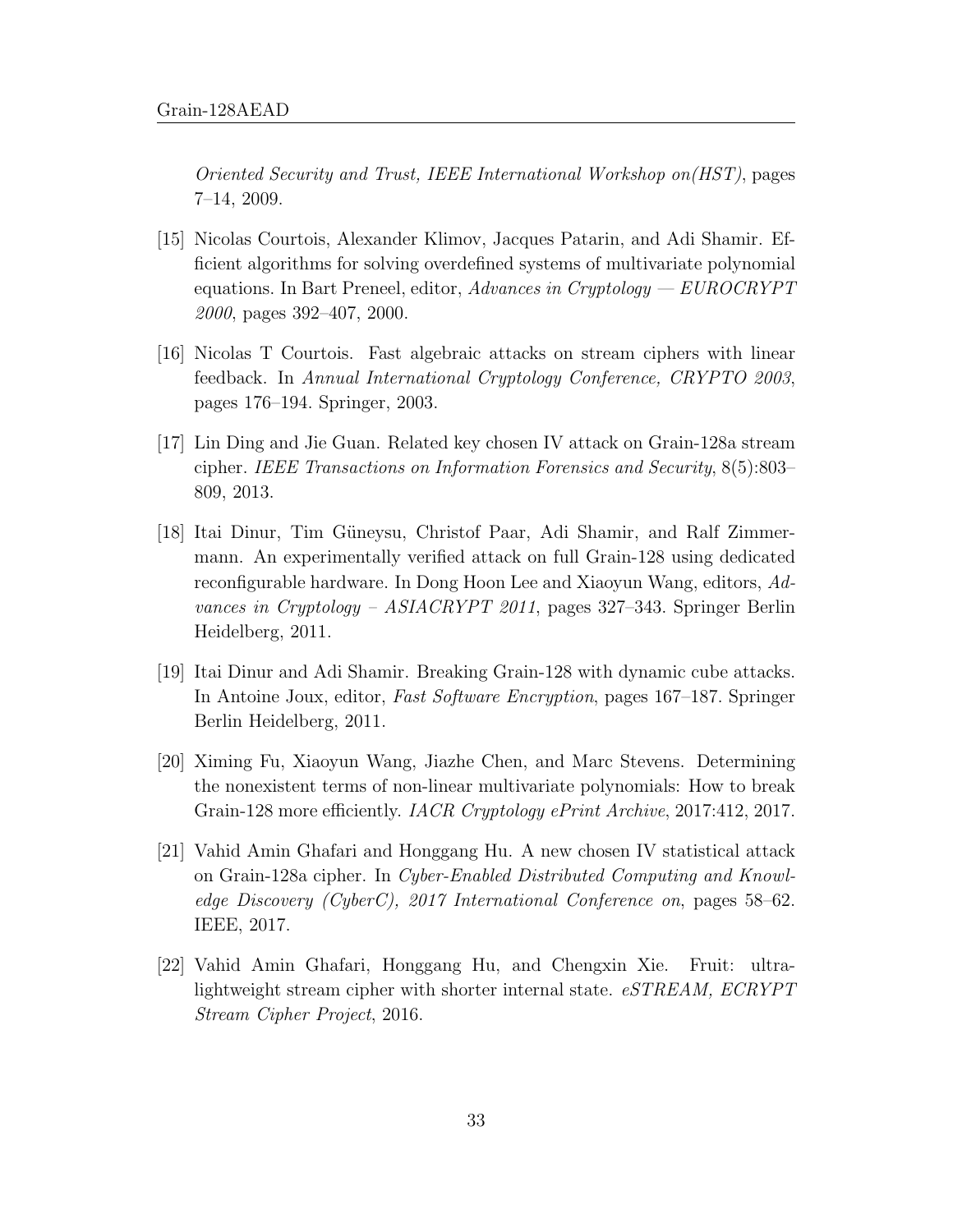*Oriented Security and Trust, IEEE International Workshop on(HST)*, pages 7–14, 2009.

[15] Nicolas Courtois, Alexander Klimov, Jacques Patarin, and Adi Shamir. Efficient algorithms for solving overdefined systems of multivariate polynomial equations. In Bart Preneel, editor, *Advances in Cryptology — EUROCRYPT 2000*, pages 392–407, 2000.

[16] Nicolas T Courtois. Fast algebraic attacks on stream ciphers with linear feedback. In *Annual International Cryptology Conference, CRYPTO 2003*, pages 176–194. Springer, 2003.

[17] Lin Ding and Jie Guan. Related key chosen IV attack on Grain-128a stream cipher. *IEEE Transactions on Information Forensics and Security*, 8(5):803–809, 2013.

[18] Itai Dinur, Tim Güneysu, Christof Paar, Adi Shamir, and Ralf Zimmermann. An experimentally verified attack on full Grain-128 using dedicated reconfigurable hardware. In Dong Hoon Lee and Xiaoyun Wang, editors, *Advances in Cryptology – ASIACRYPT 2011*, pages 327–343. Springer Berlin Heidelberg, 2011.

[19] Itai Dinur and Adi Shamir. Breaking Grain-128 with dynamic cube attacks. In Antoine Joux, editor, *Fast Software Encryption*, pages 167–187. Springer Berlin Heidelberg, 2011.

[20] Ximing Fu, Xiaoyun Wang, Jiazhe Chen, and Marc Stevens. Determining the nonexistent terms of non-linear multivariate polynomials: How to break Grain-128 more efficiently. *IACR Cryptology ePrint Archive*, 2017:412, 2017.

[21] Vahid Amin Ghafari and Honggang Hu. A new chosen IV statistical attack on Grain-128a cipher. In *Cyber-Enabled Distributed Computing and Knowledge Discovery (CyberC), 2017 International Conference on*, pages 58–62. IEEE, 2017.

[22] Vahid Amin Ghafari, Honggang Hu, and Chengxin Xie. Fruit: ultra-lightweight stream cipher with shorter internal state. *eSTREAM, ECRYPT Stream Cipher Project*, 2016.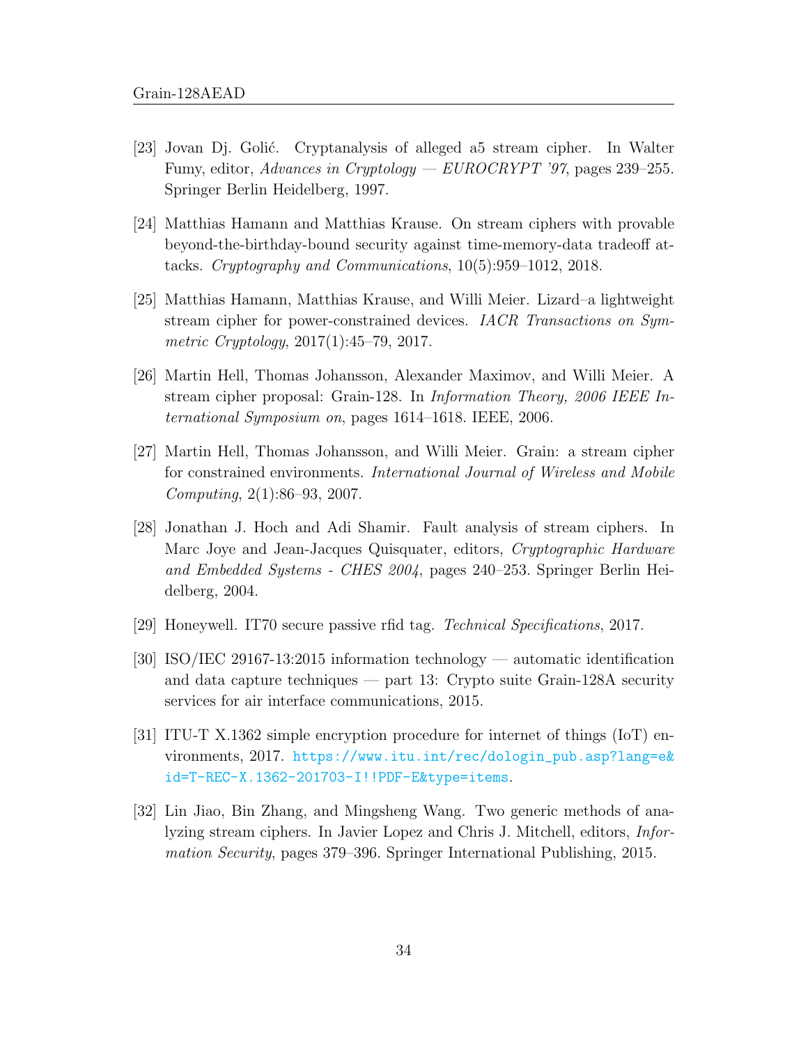[23] Jovan Dj. Golić. Cryptanalysis of alleged a5 stream cipher. In Walter Fumy, editor, *Advances in Cryptology — EUROCRYPT '97*, pages 239–255. Springer Berlin Heidelberg, 1997.

[24] Matthias Hamann and Matthias Krause. On stream ciphers with provable beyond-the-birthday-bound security against time-memory-data tradeoff attacks. *Cryptography and Communications*, 10(5):959–1012, 2018.

[25] Matthias Hamann, Matthias Krause, and Willi Meier. Lizard–a lightweight stream cipher for power-constrained devices. *IACR Transactions on Symmetric Cryptology*, 2017(1):45–79, 2017.

[26] Martin Hell, Thomas Johansson, Alexander Maximov, and Willi Meier. A stream cipher proposal: Grain-128. In *Information Theory, 2006 IEEE International Symposium on*, pages 1614–1618. IEEE, 2006.

[27] Martin Hell, Thomas Johansson, and Willi Meier. Grain: a stream cipher for constrained environments. *International Journal of Wireless and Mobile Computing*, 2(1):86–93, 2007.

[28] Jonathan J. Hoch and Adi Shamir. Fault analysis of stream ciphers. In Marc Joye and Jean-Jacques Quisquater, editors, *Cryptographic Hardware and Embedded Systems - CHES 2004*, pages 240–253. Springer Berlin Heidelberg, 2004.

[29] Honeywell. IT70 secure passive rfid tag. *Technical Specifications*, 2017.

[30] ISO/IEC 29167-13:2015 information technology — automatic identification and data capture techniques — part 13: Crypto suite Grain-128A security services for air interface communications, 2015.

[31] ITU-T X.1362 simple encryption procedure for internet of things (IoT) environments, 2017. https://www.itu.int/rec/dologin_pub.asp?lang=e&id=T-REC-X.1362-201703-I!!PDF-E&type=items.

[32] Lin Jiao, Bin Zhang, and Mingsheng Wang. Two generic methods of analyzing stream ciphers. In Javier Lopez and Chris J. Mitchell, editors, *Information Security*, pages 379–396. Springer International Publishing, 2015.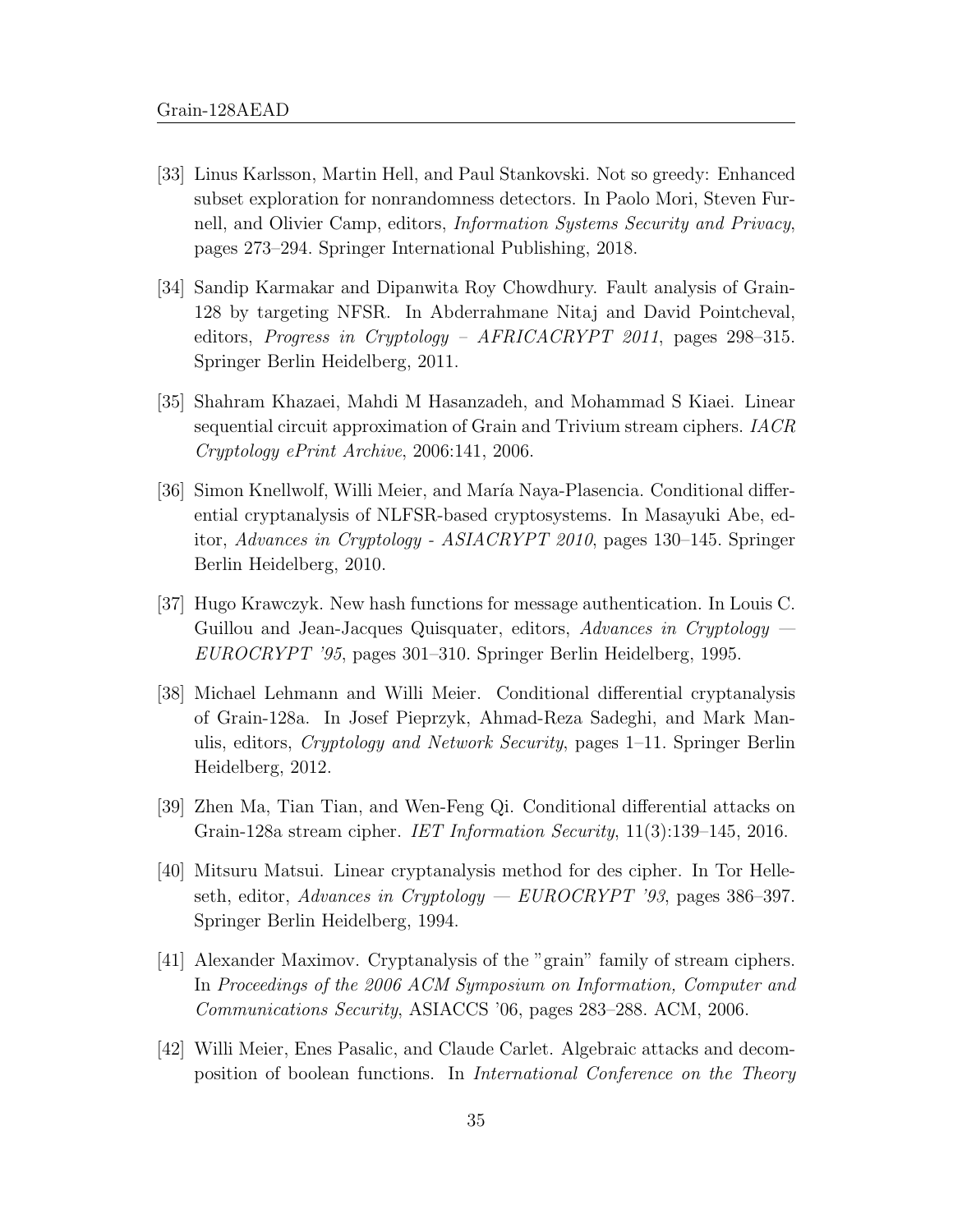[33] Linus Karlsson, Martin Hell, and Paul Stankovski. Not so greedy: Enhanced subset exploration for nonrandomness detectors. In Paolo Mori, Steven Furnell, and Olivier Camp, editors, *Information Systems Security and Privacy*, pages 273–294. Springer International Publishing, 2018.

[34] Sandip Karmakar and Dipanwita Roy Chowdhury. Fault analysis of Grain-128 by targeting NFSR. In Abderrahmane Nitaj and David Pointcheval, editors, *Progress in Cryptology – AFRICACRYPT 2011*, pages 298–315. Springer Berlin Heidelberg, 2011.

[35] Shahram Khazaei, Mahdi M Hasanzadeh, and Mohammad S Kiaei. Linear sequential circuit approximation of Grain and Trivium stream ciphers. *IACR Cryptology ePrint Archive*, 2006:141, 2006.

[36] Simon Knellwolf, Willi Meier, and María Naya-Plasencia. Conditional differential cryptanalysis of NLFSR-based cryptosystems. In Masayuki Abe, editor, *Advances in Cryptology - ASIACRYPT 2010*, pages 130–145. Springer Berlin Heidelberg, 2010.

[37] Hugo Krawczyk. New hash functions for message authentication. In Louis C. Guillou and Jean-Jacques Quisquater, editors, *Advances in Cryptology — EUROCRYPT '95*, pages 301–310. Springer Berlin Heidelberg, 1995.

[38] Michael Lehmann and Willi Meier. Conditional differential cryptanalysis of Grain-128a. In Josef Pieprzyk, Ahmad-Reza Sadeghi, and Mark Manulis, editors, *Cryptology and Network Security*, pages 1–11. Springer Berlin Heidelberg, 2012.

[39] Zhen Ma, Tian Tian, and Wen-Feng Qi. Conditional differential attacks on Grain-128a stream cipher. *IET Information Security*, 11(3):139–145, 2016.

[40] Mitsuru Matsui. Linear cryptanalysis method for des cipher. In Tor Helleseth, editor, *Advances in Cryptology — EUROCRYPT '93*, pages 386–397. Springer Berlin Heidelberg, 1994.

[41] Alexander Maximov. Cryptanalysis of the "grain" family of stream ciphers. In *Proceedings of the 2006 ACM Symposium on Information, Computer and Communications Security*, ASIACCS '06, pages 283–288. ACM, 2006.

[42] Willi Meier, Enes Pasalic, and Claude Carlet. Algebraic attacks and decomposition of boolean functions. In *International Conference on the Theory*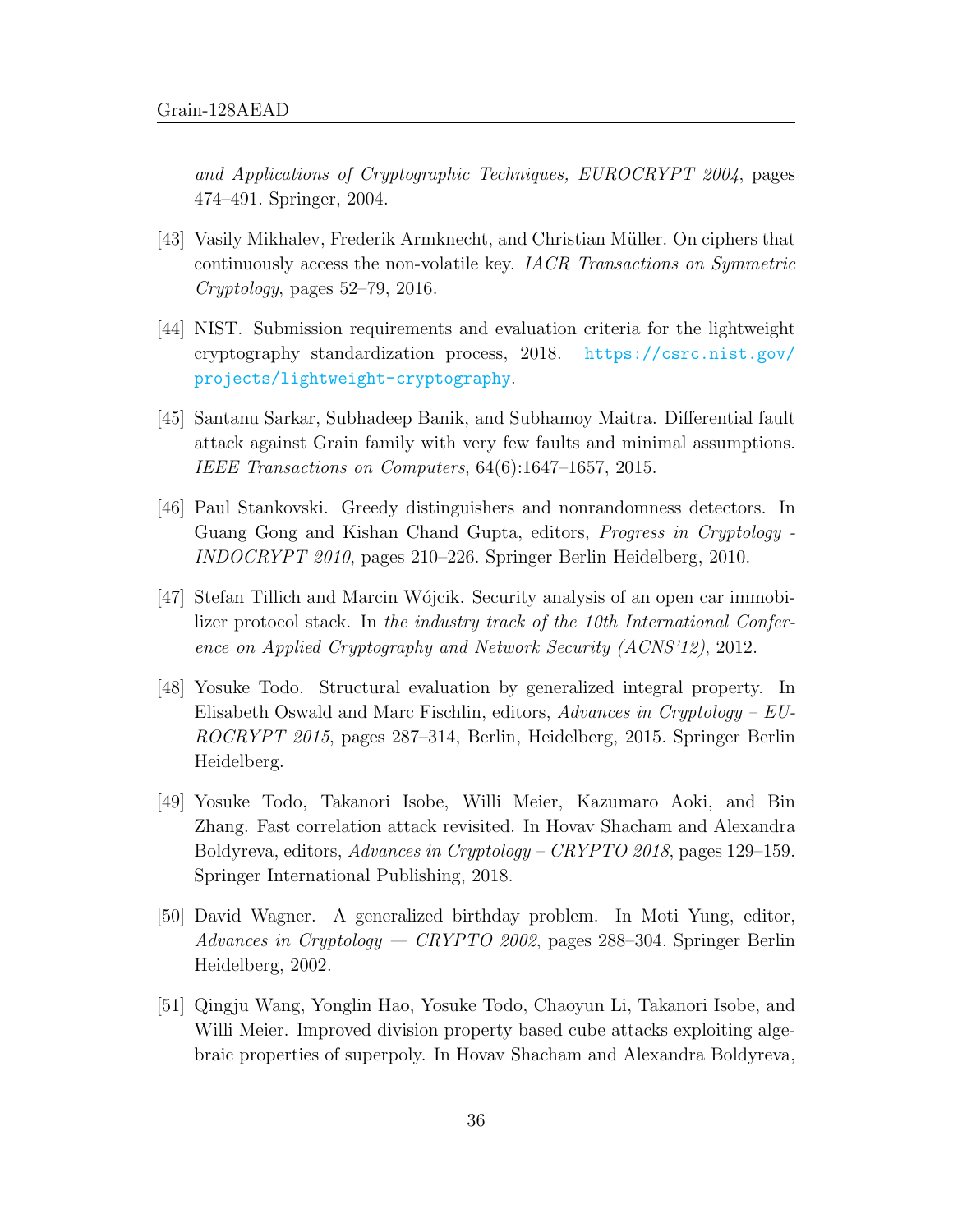*and Applications of Cryptographic Techniques, EUROCRYPT 2004*, pages 474–491. Springer, 2004.

[43] Vasily Mikhalev, Frederik Armknecht, and Christian Müller. On ciphers that continuously access the non-volatile key. *IACR Transactions on Symmetric Cryptology*, pages 52–79, 2016.

[44] NIST. Submission requirements and evaluation criteria for the lightweight cryptography standardization process, 2018. https://csrc.nist.gov/projects/lightweight-cryptography.

[45] Santanu Sarkar, Subhadeep Banik, and Subhamoy Maitra. Differential fault attack against Grain family with very few faults and minimal assumptions. *IEEE Transactions on Computers*, 64(6):1647–1657, 2015.

[46] Paul Stankovski. Greedy distinguishers and nonrandomness detectors. In Guang Gong and Kishan Chand Gupta, editors, *Progress in Cryptology - INDOCRYPT 2010*, pages 210–226. Springer Berlin Heidelberg, 2010.

[47] Stefan Tillich and Marcin Wójcik. Security analysis of an open car immobilizer protocol stack. In *the industry track of the 10th International Conference on Applied Cryptography and Network Security (ACNS'12)*, 2012.

[48] Yosuke Todo. Structural evaluation by generalized integral property. In Elisabeth Oswald and Marc Fischlin, editors, *Advances in Cryptology – EUROCRYPT 2015*, pages 287–314, Berlin, Heidelberg, 2015. Springer Berlin Heidelberg.

[49] Yosuke Todo, Takanori Isobe, Willi Meier, Kazumaro Aoki, and Bin Zhang. Fast correlation attack revisited. In Hovav Shacham and Alexandra Boldyreva, editors, *Advances in Cryptology – CRYPTO 2018*, pages 129–159. Springer International Publishing, 2018.

[50] David Wagner. A generalized birthday problem. In Moti Yung, editor, *Advances in Cryptology — CRYPTO 2002*, pages 288–304. Springer Berlin Heidelberg, 2002.

[51] Qingju Wang, Yonglin Hao, Yosuke Todo, Chaoyun Li, Takanori Isobe, and Willi Meier. Improved division property based cube attacks exploiting algebraic properties of superpoly. In Hovav Shacham and Alexandra Boldyreva,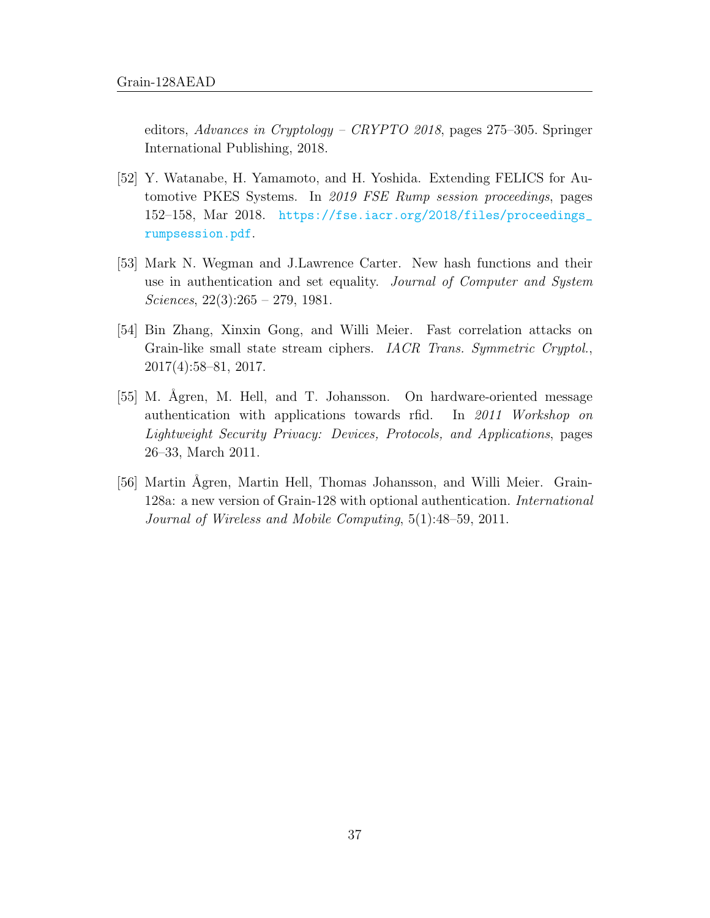editors, *Advances in Cryptology – CRYPTO 2018*, pages 275–305. Springer International Publishing, 2018.

[52] Y. Watanabe, H. Yamamoto, and H. Yoshida. Extending FELICS for Automotive PKES Systems. In *2019 FSE Rump session proceedings*, pages 152–158, Mar 2018. https://fse.iacr.org/2018/files/proceedings_rumpsession.pdf.

[53] Mark N. Wegman and J.Lawrence Carter. New hash functions and their use in authentication and set equality. *Journal of Computer and System Sciences*, 22(3):265 – 279, 1981.

[54] Bin Zhang, Xinxin Gong, and Willi Meier. Fast correlation attacks on Grain-like small state stream ciphers. *IACR Trans. Symmetric Cryptol.*, 2017(4):58–81, 2017.

[55] M. Ågren, M. Hell, and T. Johansson. On hardware-oriented message authentication with applications towards rfid. In *2011 Workshop on Lightweight Security Privacy: Devices, Protocols, and Applications*, pages 26–33, March 2011.

[56] Martin Ågren, Martin Hell, Thomas Johansson, and Willi Meier. Grain-128a: a new version of Grain-128 with optional authentication. *International Journal of Wireless and Mobile Computing*, 5(1):48–59, 2011.